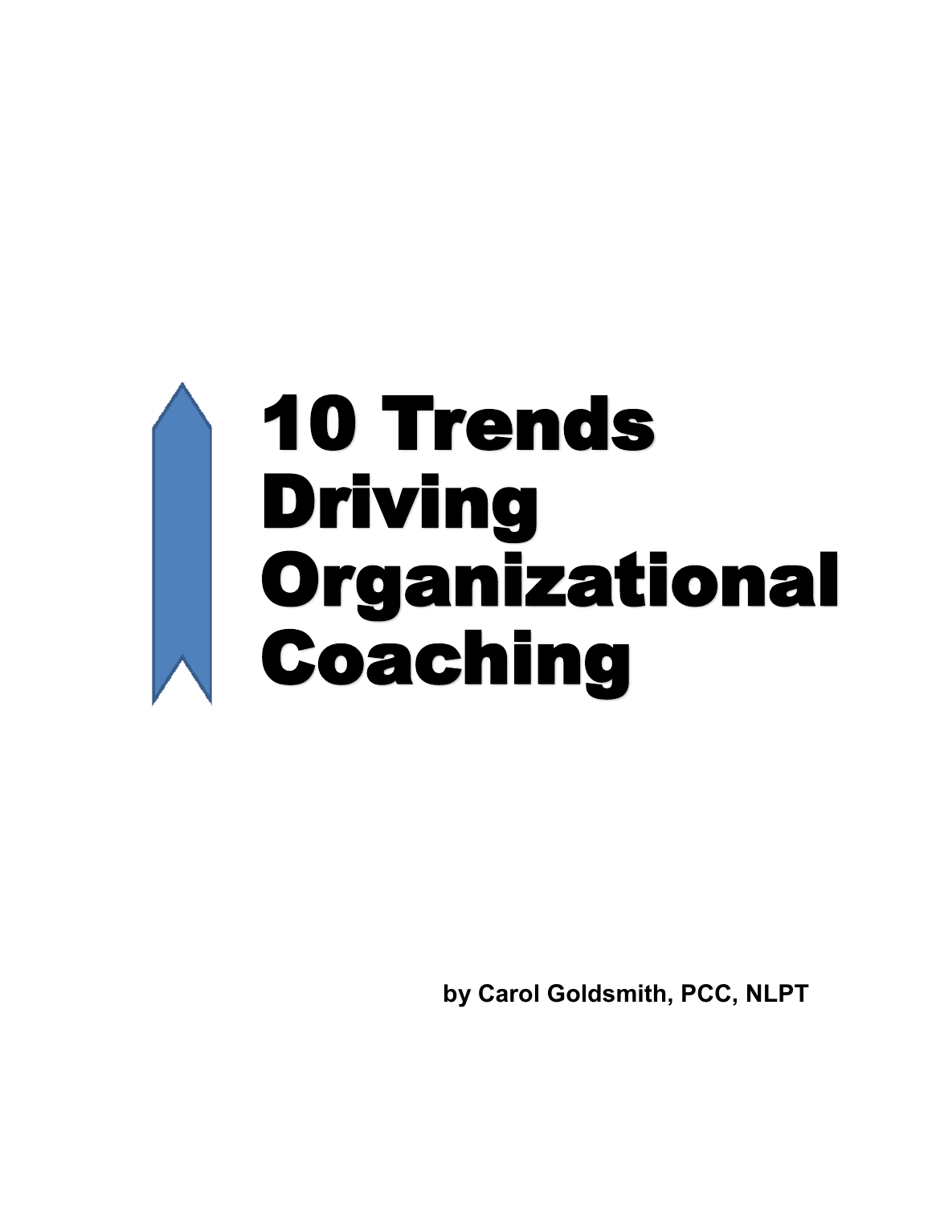# 10 Trends Driving Organizational Coaching

**by Carol Goldsmith, PCC, NLPT**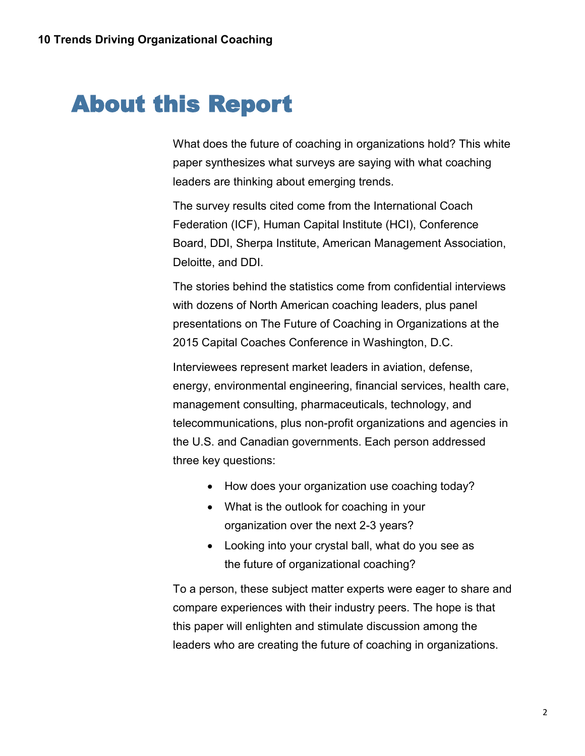# About this Report

What does the future of coaching in organizations hold? This white paper synthesizes what surveys are saying with what coaching leaders are thinking about emerging trends.

The survey results cited come from the International Coach Federation (ICF), Human Capital Institute (HCI), Conference Board, DDI, Sherpa Institute, American Management Association, Deloitte, and DDI.

The stories behind the statistics come from confidential interviews with dozens of North American coaching leaders, plus panel presentations on The Future of Coaching in Organizations at the 2015 Capital Coaches Conference in Washington, D.C.

Interviewees represent market leaders in aviation, defense, energy, environmental engineering, financial services, health care, management consulting, pharmaceuticals, technology, and telecommunications, plus non-profit organizations and agencies in the U.S. and Canadian governments. Each person addressed three key questions:

- How does your organization use coaching today?
- What is the outlook for coaching in your organization over the next 2-3 years?
- Looking into your crystal ball, what do you see as the future of organizational coaching?

To a person, these subject matter experts were eager to share and compare experiences with their industry peers. The hope is that this paper will enlighten and stimulate discussion among the leaders who are creating the future of coaching in organizations.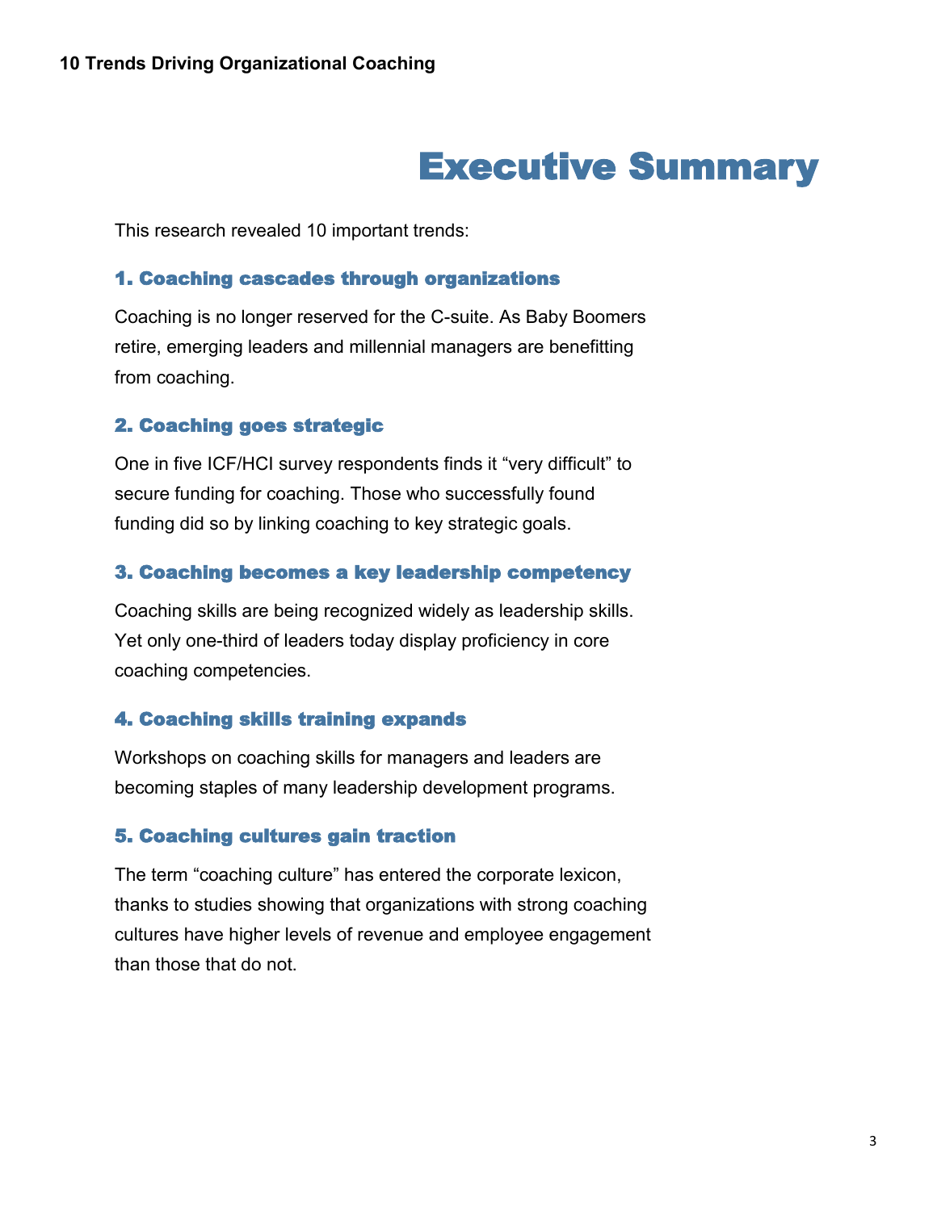# Executive Summary

This research revealed 10 important trends:

### 1. Coaching cascades through organizations

Coaching is no longer reserved for the C-suite. As Baby Boomers retire, emerging leaders and millennial managers are benefitting from coaching.

### 2. Coaching goes strategic

One in five ICF/HCI survey respondents finds it “very difficult” to secure funding for coaching. Those who successfully found funding did so by linking coaching to key strategic goals.

### 3. Coaching becomes a key leadership competency

Coaching skills are being recognized widely as leadership skills. Yet only one-third of leaders today display proficiency in core coaching competencies.

### 4. Coaching skills training expands

Workshops on coaching skills for managers and leaders are becoming staples of many leadership development programs.

### 5. Coaching cultures gain traction

The term “coaching culture” has entered the corporate lexicon, thanks to studies showing that organizations with strong coaching cultures have higher levels of revenue and employee engagement than those that do not.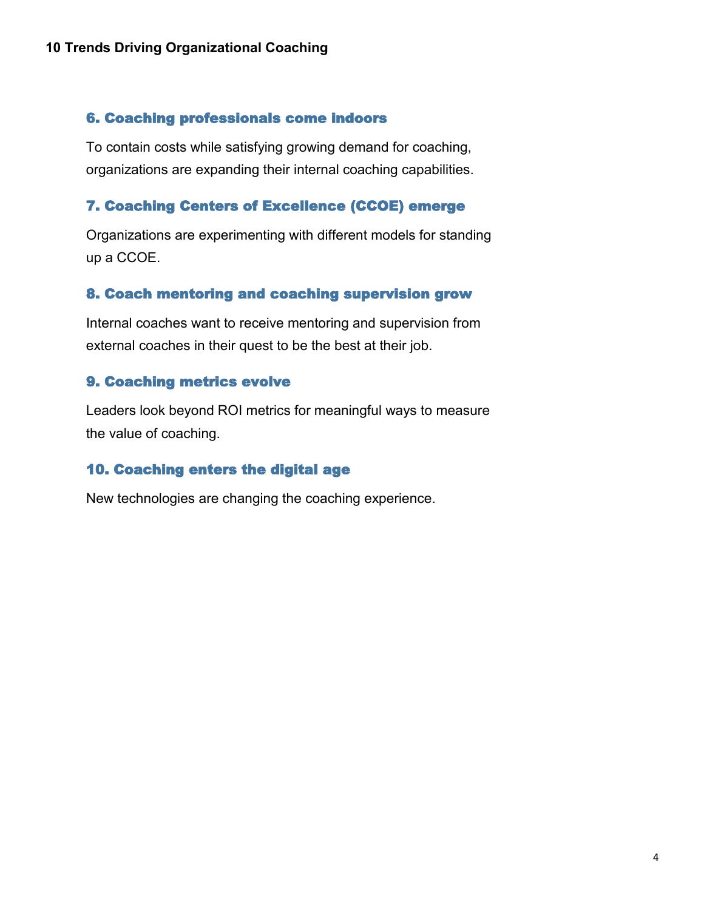### 6. Coaching professionals come indoors

To contain costs while satisfying growing demand for coaching, organizations are expanding their internal coaching capabilities.

### 7. Coaching Centers of Excellence (CCOE) emerge

Organizations are experimenting with different models for standing up a CCOE.

### 8. Coach mentoring and coaching supervision grow

Internal coaches want to receive mentoring and supervision from external coaches in their quest to be the best at their job.

### 9. Coaching metrics evolve

Leaders look beyond ROI metrics for meaningful ways to measure the value of coaching.

### 10. Coaching enters the digital age

New technologies are changing the coaching experience.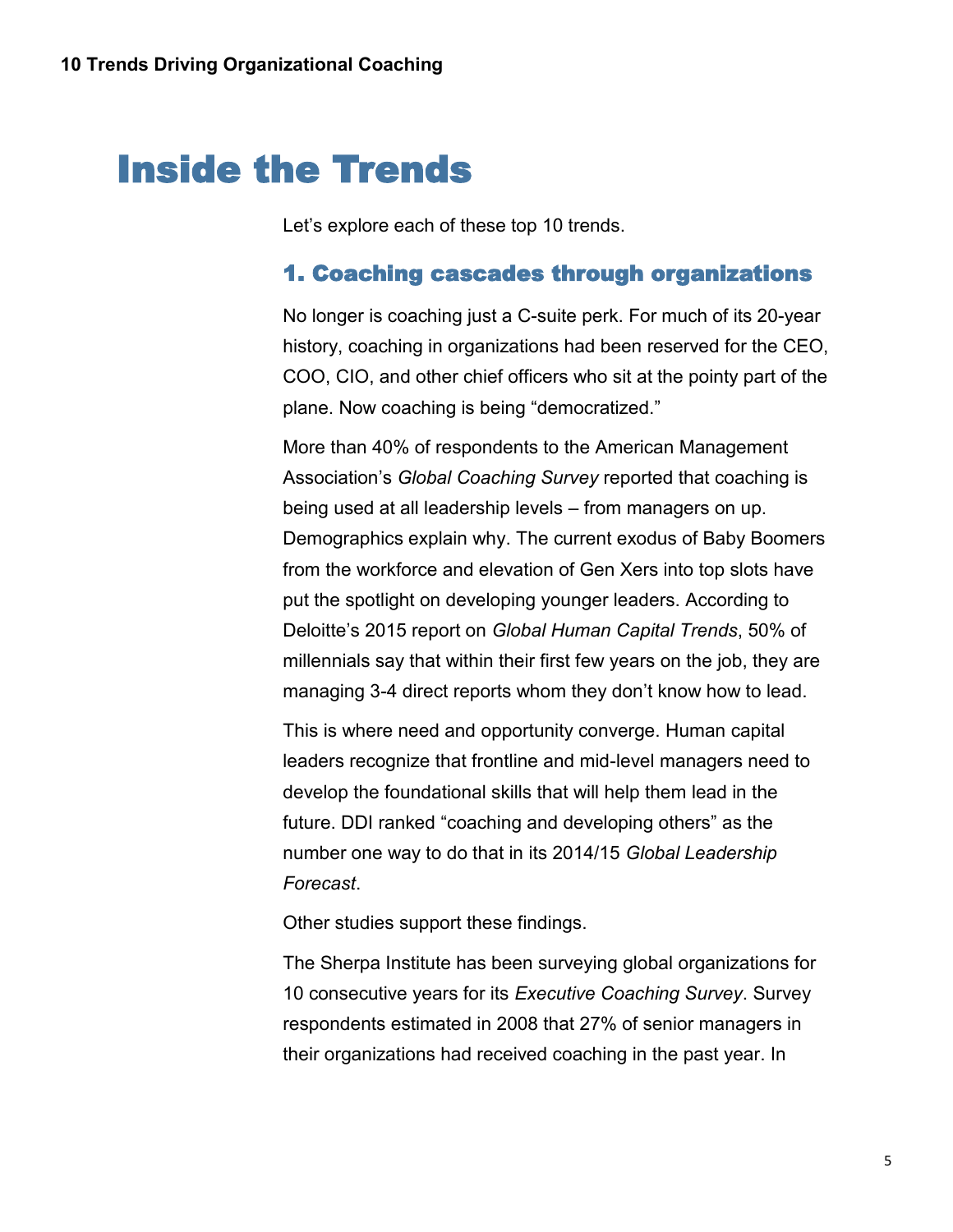# Inside the Trends

Let's explore each of these top 10 trends.

## 1. Coaching cascades through organizations

No longer is coaching just a C-suite perk. For much of its 20-year history, coaching in organizations had been reserved for the CEO, COO, CIO, and other chief officers who sit at the pointy part of the plane. Now coaching is being "democratized."

More than 40% of respondents to the American Management Association's *Global Coaching Survey* reported that coaching is being used at all leadership levels – from managers on up. Demographics explain why. The current exodus of Baby Boomers from the workforce and elevation of Gen Xers into top slots have put the spotlight on developing younger leaders. According to Deloitte's 2015 report on *Global Human Capital Trends*, 50% of millennials say that within their first few years on the job, they are managing 3-4 direct reports whom they don't know how to lead.

This is where need and opportunity converge. Human capital leaders recognize that frontline and mid-level managers need to develop the foundational skills that will help them lead in the future. DDI ranked "coaching and developing others" as the number one way to do that in its 2014/15 *Global Leadership Forecast*.

Other studies support these findings.

The Sherpa Institute has been surveying global organizations for 10 consecutive years for its *Executive Coaching Survey*. Survey respondents estimated in 2008 that 27% of senior managers in their organizations had received coaching in the past year. In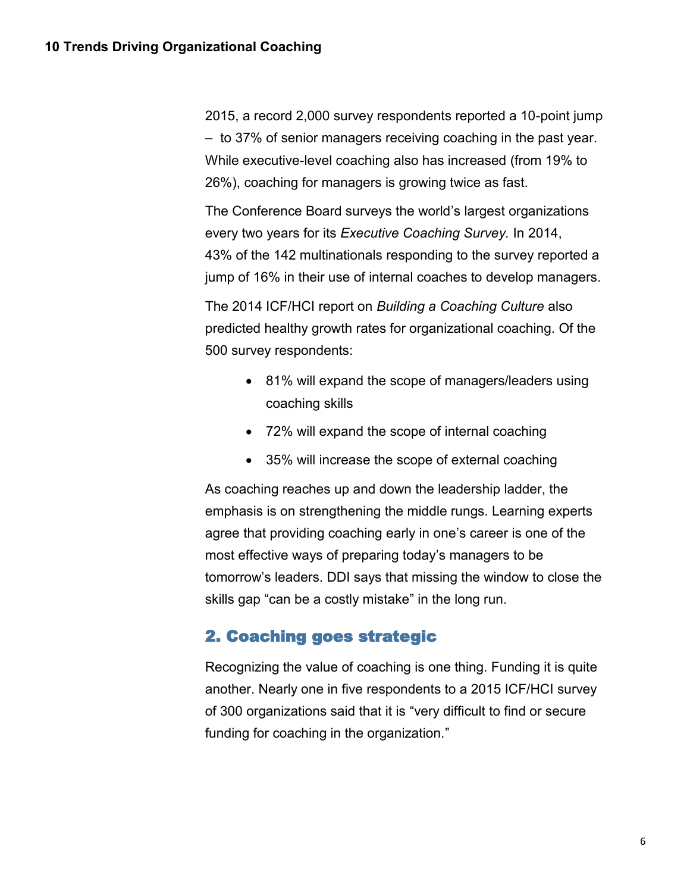2015, a record 2,000 survey respondents reported a 10-point jump – to 37% of senior managers receiving coaching in the past year. While executive-level coaching also has increased (from 19% to 26%), coaching for managers is growing twice as fast.

The Conference Board surveys the world's largest organizations every two years for its *Executive Coaching Survey.* In 2014, 43% of the 142 multinationals responding to the survey reported a jump of 16% in their use of internal coaches to develop managers.

The 2014 ICF/HCI report on *Building a Coaching Culture* also predicted healthy growth rates for organizational coaching. Of the 500 survey respondents:

- 81% will expand the scope of managers/leaders using coaching skills
- 72% will expand the scope of internal coaching
- 35% will increase the scope of external coaching

As coaching reaches up and down the leadership ladder, the emphasis is on strengthening the middle rungs. Learning experts agree that providing coaching early in one's career is one of the most effective ways of preparing today's managers to be tomorrow's leaders. DDI says that missing the window to close the skills gap "can be a costly mistake" in the long run.

## 2. Coaching goes strategic

Recognizing the value of coaching is one thing. Funding it is quite another. Nearly one in five respondents to a 2015 ICF/HCI survey of 300 organizations said that it is "very difficult to find or secure funding for coaching in the organization."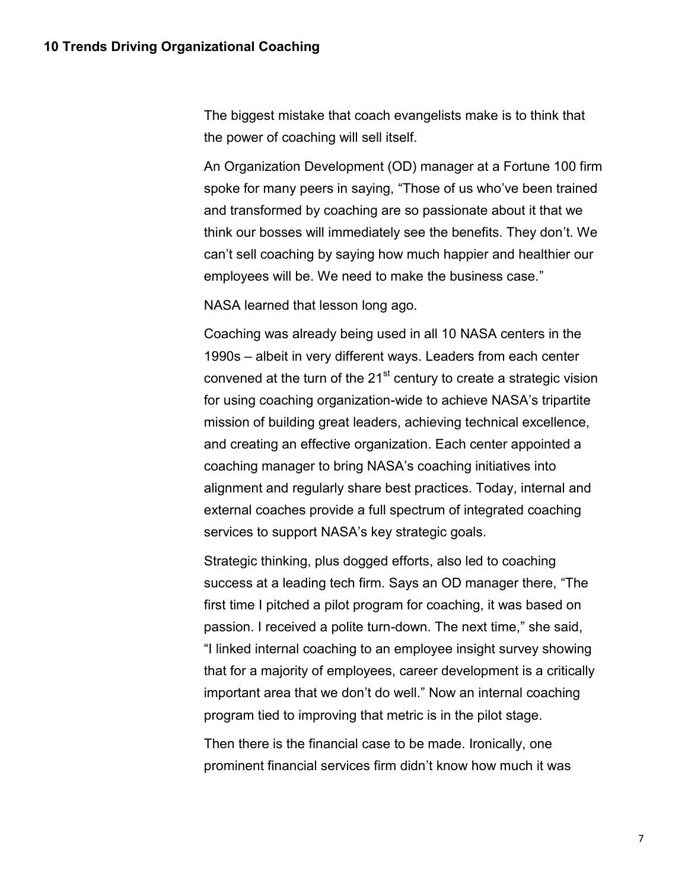The biggest mistake that coach evangelists make is to think that the power of coaching will sell itself.

An Organization Development (OD) manager at a Fortune 100 firm spoke for many peers in saying, “Those of us who’ve been trained and transformed by coaching are so passionate about it that we think our bosses will immediately see the benefits. They don’t. We can’t sell coaching by saying how much happier and healthier our employees will be. We need to make the business case.”

NASA learned that lesson long ago.

Coaching was already being used in all 10 NASA centers in the 1990s – albeit in very different ways. Leaders from each center convened at the turn of the 21st century to create a strategic vision for using coaching organization-wide to achieve NASA’s tripartite mission of building great leaders, achieving technical excellence, and creating an effective organization. Each center appointed a coaching manager to bring NASA’s coaching initiatives into alignment and regularly share best practices. Today, internal and external coaches provide a full spectrum of integrated coaching services to support NASA’s key strategic goals.

Strategic thinking, plus dogged efforts, also led to coaching success at a leading tech firm. Says an OD manager there, “The first time I pitched a pilot program for coaching, it was based on passion. I received a polite turn-down. The next time,” she said, “I linked internal coaching to an employee insight survey showing that for a majority of employees, career development is a critically important area that we don’t do well.” Now an internal coaching program tied to improving that metric is in the pilot stage.

Then there is the financial case to be made. Ironically, one prominent financial services firm didn’t know how much it was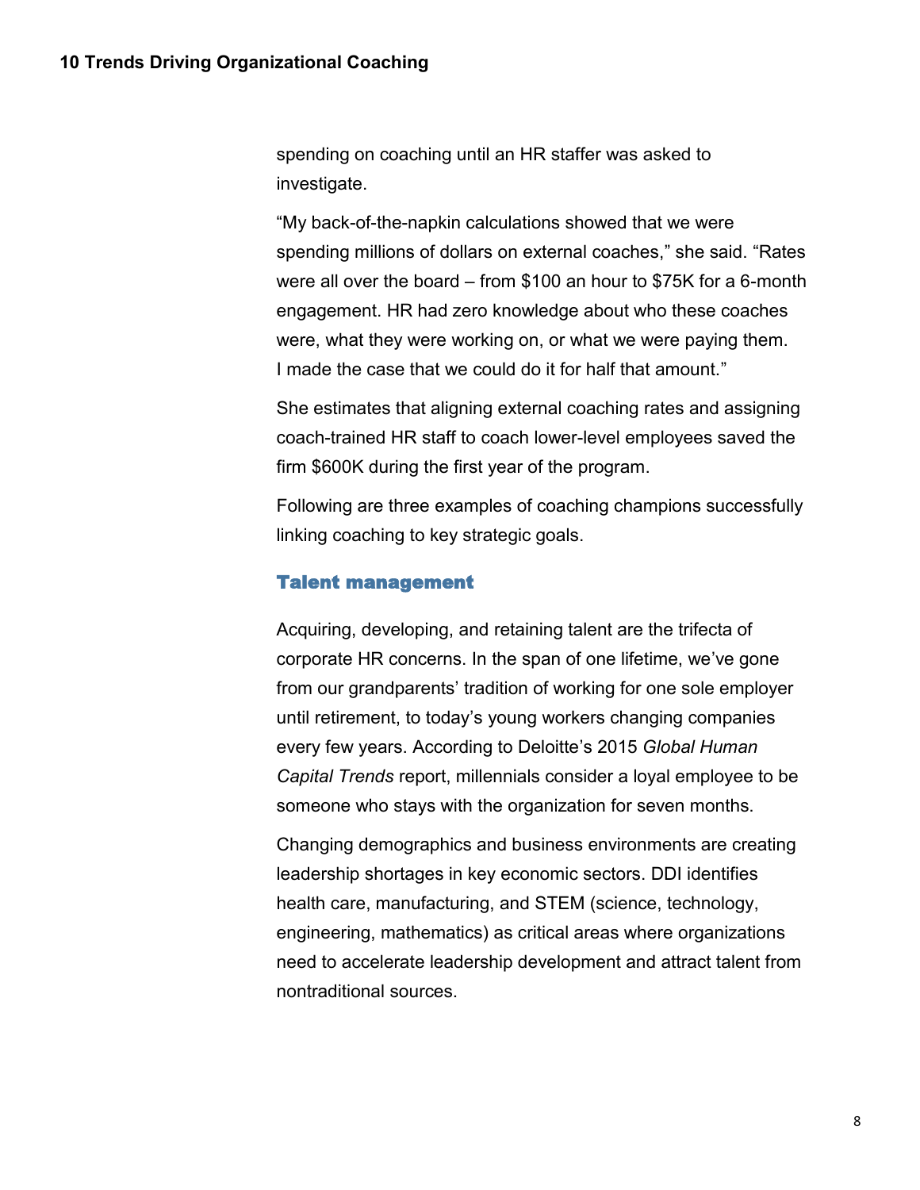spending on coaching until an HR staffer was asked to investigate.

"My back-of-the-napkin calculations showed that we were spending millions of dollars on external coaches," she said. "Rates were all over the board – from $100 an hour to $75K for a 6-month engagement. HR had zero knowledge about who these coaches were, what they were working on, or what we were paying them. I made the case that we could do it for half that amount."

She estimates that aligning external coaching rates and assigning coach-trained HR staff to coach lower-level employees saved the firm $600K during the first year of the program.

Following are three examples of coaching champions successfully linking coaching to key strategic goals.

### Talent management

Acquiring, developing, and retaining talent are the trifecta of corporate HR concerns. In the span of one lifetime, we've gone from our grandparents' tradition of working for one sole employer until retirement, to today's young workers changing companies every few years. According to Deloitte's 2015 *Global Human Capital Trends* report, millennials consider a loyal employee to be someone who stays with the organization for seven months.

Changing demographics and business environments are creating leadership shortages in key economic sectors. DDI identifies health care, manufacturing, and STEM (science, technology, engineering, mathematics) as critical areas where organizations need to accelerate leadership development and attract talent from nontraditional sources.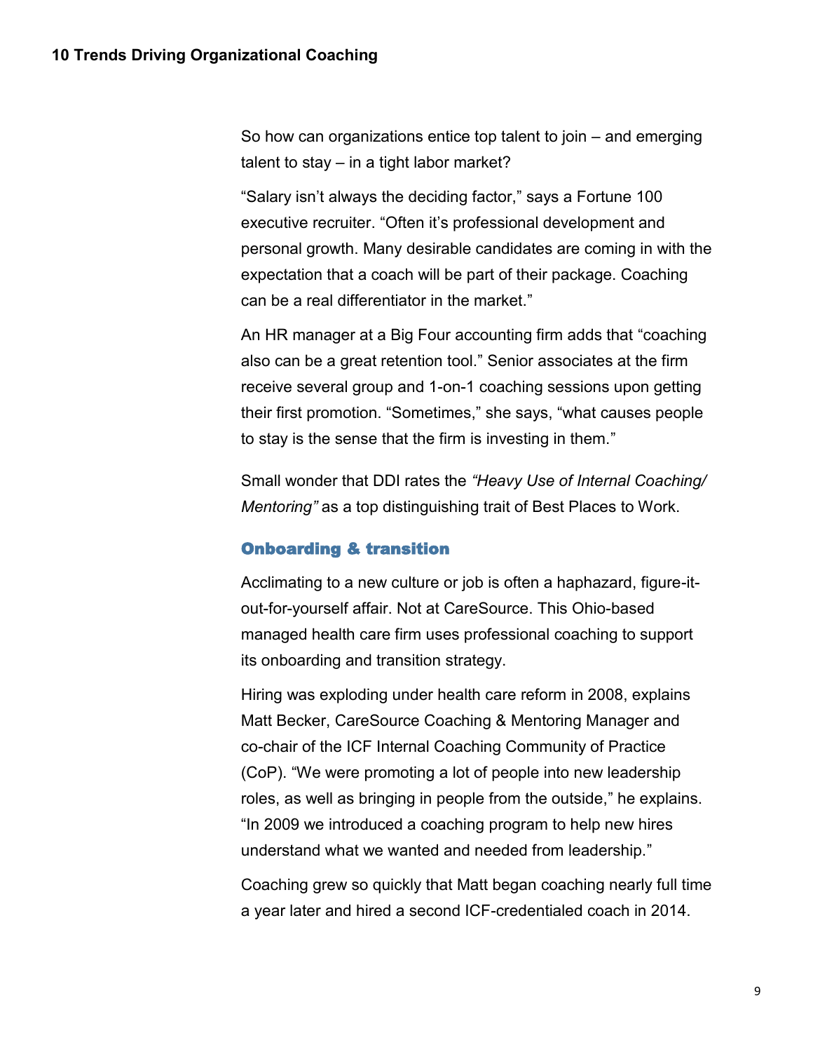So how can organizations entice top talent to join – and emerging talent to stay – in a tight labor market?

"Salary isn't always the deciding factor," says a Fortune 100 executive recruiter. "Often it's professional development and personal growth. Many desirable candidates are coming in with the expectation that a coach will be part of their package. Coaching can be a real differentiator in the market."

An HR manager at a Big Four accounting firm adds that "coaching also can be a great retention tool." Senior associates at the firm receive several group and 1-on-1 coaching sessions upon getting their first promotion. "Sometimes," she says, "what causes people to stay is the sense that the firm is investing in them."

Small wonder that DDI rates the *"Heavy Use of Internal Coaching/ Mentoring"* as a top distinguishing trait of Best Places to Work.

### Onboarding & transition

Acclimating to a new culture or job is often a haphazard, figure-it-out-for-yourself affair. Not at CareSource. This Ohio-based managed health care firm uses professional coaching to support its onboarding and transition strategy.

Hiring was exploding under health care reform in 2008, explains Matt Becker, CareSource Coaching & Mentoring Manager and co-chair of the ICF Internal Coaching Community of Practice (CoP). "We were promoting a lot of people into new leadership roles, as well as bringing in people from the outside," he explains. "In 2009 we introduced a coaching program to help new hires understand what we wanted and needed from leadership."

Coaching grew so quickly that Matt began coaching nearly full time a year later and hired a second ICF-credentialed coach in 2014.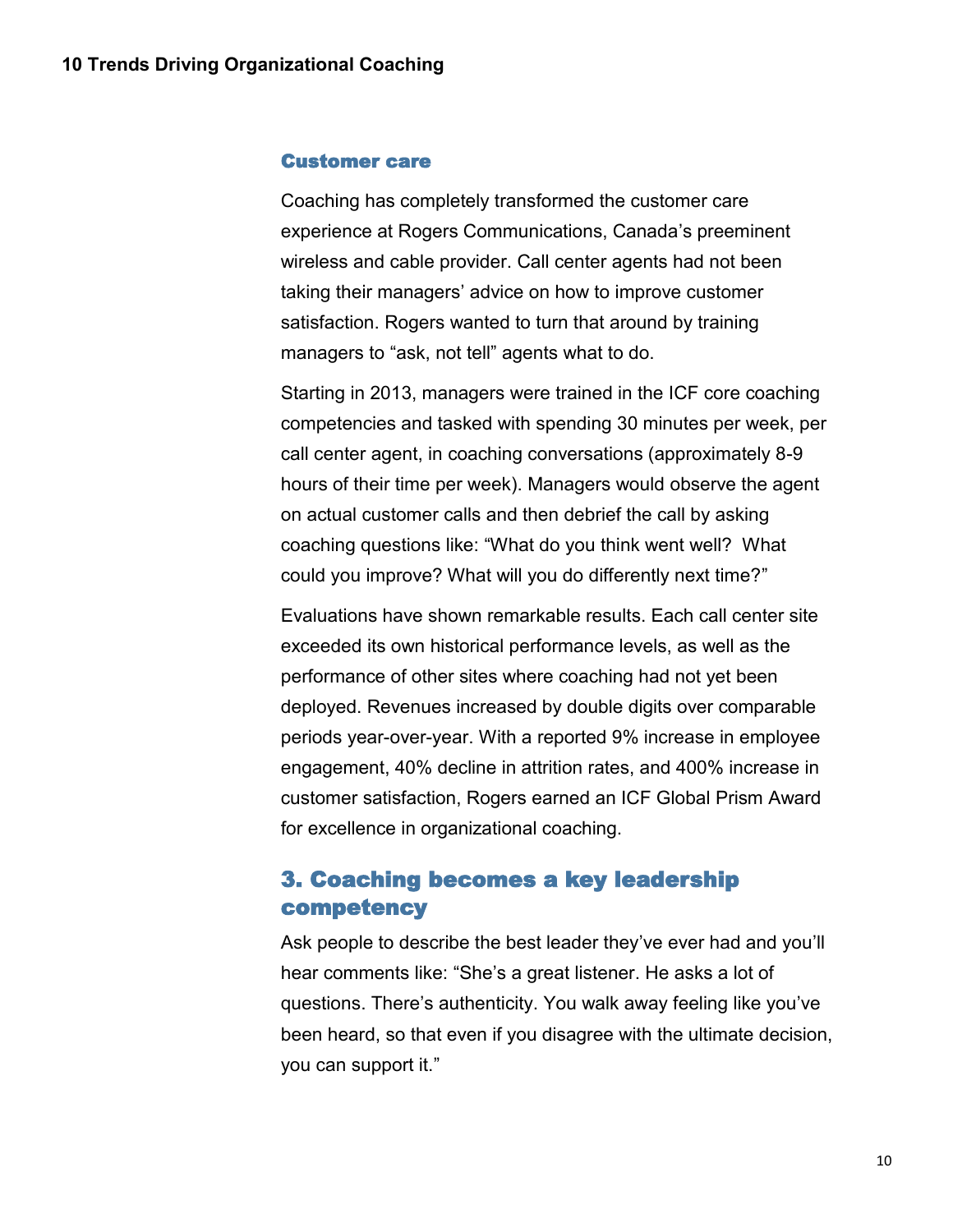### Customer care

Coaching has completely transformed the customer care experience at Rogers Communications, Canada's preeminent wireless and cable provider. Call center agents had not been taking their managers' advice on how to improve customer satisfaction. Rogers wanted to turn that around by training managers to "ask, not tell" agents what to do.

Starting in 2013, managers were trained in the ICF core coaching competencies and tasked with spending 30 minutes per week, per call center agent, in coaching conversations (approximately 8-9 hours of their time per week). Managers would observe the agent on actual customer calls and then debrief the call by asking coaching questions like: "What do you think went well? What could you improve? What will you do differently next time?"

Evaluations have shown remarkable results. Each call center site exceeded its own historical performance levels, as well as the performance of other sites where coaching had not yet been deployed. Revenues increased by double digits over comparable periods year-over-year. With a reported 9% increase in employee engagement, 40% decline in attrition rates, and 400% increase in customer satisfaction, Rogers earned an ICF Global Prism Award for excellence in organizational coaching.

## 3. Coaching becomes a key leadership competency

Ask people to describe the best leader they've ever had and you'll hear comments like: "She's a great listener. He asks a lot of questions. There's authenticity. You walk away feeling like you've been heard, so that even if you disagree with the ultimate decision, you can support it."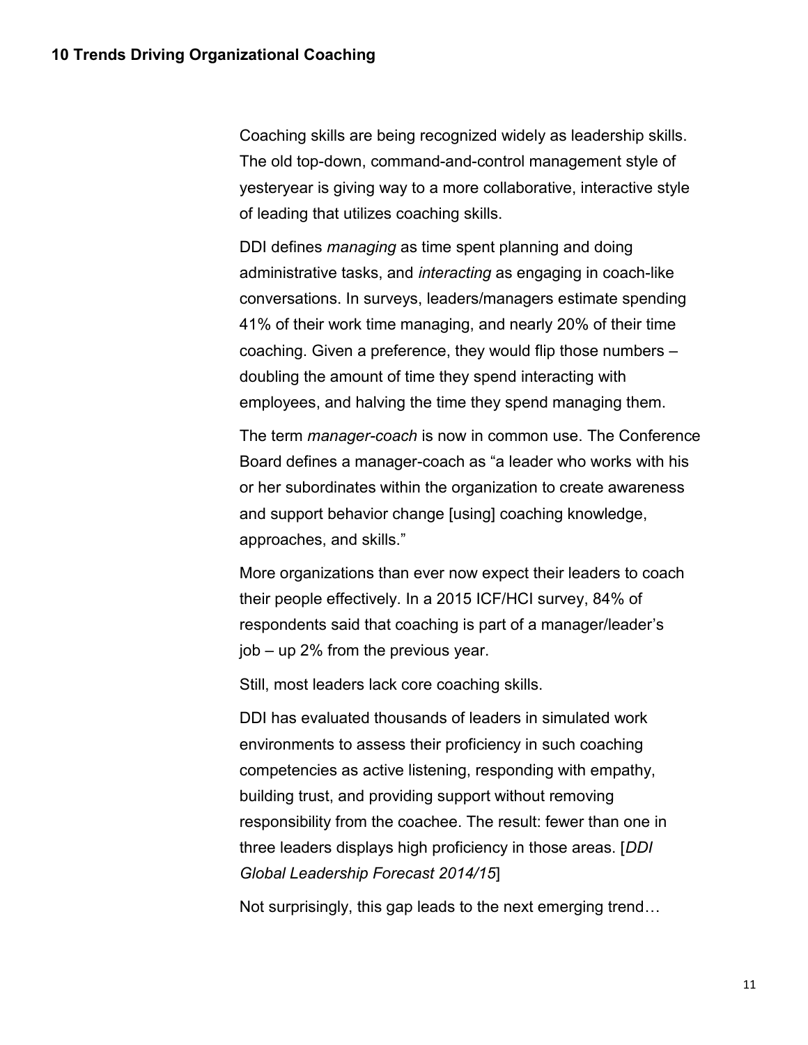Coaching skills are being recognized widely as leadership skills. The old top-down, command-and-control management style of yesteryear is giving way to a more collaborative, interactive style of leading that utilizes coaching skills.

DDI defines *managing* as time spent planning and doing administrative tasks, and *interacting* as engaging in coach-like conversations. In surveys, leaders/managers estimate spending 41% of their work time managing, and nearly 20% of their time coaching. Given a preference, they would flip those numbers – doubling the amount of time they spend interacting with employees, and halving the time they spend managing them.

The term *manager-coach* is now in common use. The Conference Board defines a manager-coach as "a leader who works with his or her subordinates within the organization to create awareness and support behavior change [using] coaching knowledge, approaches, and skills."

More organizations than ever now expect their leaders to coach their people effectively. In a 2015 ICF/HCI survey, 84% of respondents said that coaching is part of a manager/leader's job – up 2% from the previous year.

Still, most leaders lack core coaching skills.

DDI has evaluated thousands of leaders in simulated work environments to assess their proficiency in such coaching competencies as active listening, responding with empathy, building trust, and providing support without removing responsibility from the coachee. The result: fewer than one in three leaders displays high proficiency in those areas. [*DDI Global Leadership Forecast 2014/15*]

Not surprisingly, this gap leads to the next emerging trend…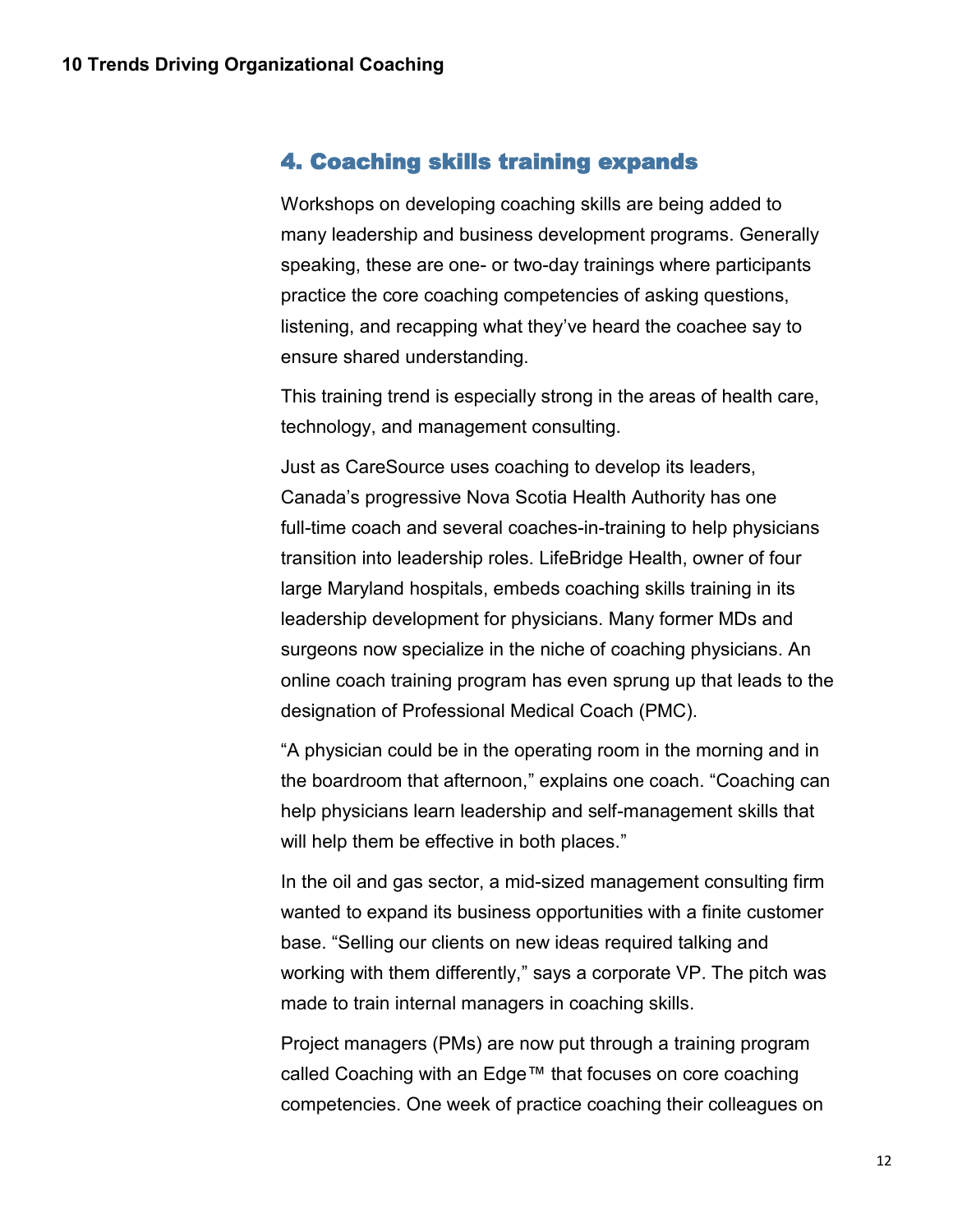## 4. Coaching skills training expands

Workshops on developing coaching skills are being added to many leadership and business development programs. Generally speaking, these are one- or two-day trainings where participants practice the core coaching competencies of asking questions, listening, and recapping what they've heard the coachee say to ensure shared understanding.

This training trend is especially strong in the areas of health care, technology, and management consulting.

Just as CareSource uses coaching to develop its leaders, Canada's progressive Nova Scotia Health Authority has one full-time coach and several coaches-in-training to help physicians transition into leadership roles. LifeBridge Health, owner of four large Maryland hospitals, embeds coaching skills training in its leadership development for physicians. Many former MDs and surgeons now specialize in the niche of coaching physicians. An online coach training program has even sprung up that leads to the designation of Professional Medical Coach (PMC).

"A physician could be in the operating room in the morning and in the boardroom that afternoon," explains one coach. "Coaching can help physicians learn leadership and self-management skills that will help them be effective in both places."

In the oil and gas sector, a mid-sized management consulting firm wanted to expand its business opportunities with a finite customer base. "Selling our clients on new ideas required talking and working with them differently," says a corporate VP. The pitch was made to train internal managers in coaching skills.

Project managers (PMs) are now put through a training program called Coaching with an Edge™ that focuses on core coaching competencies. One week of practice coaching their colleagues on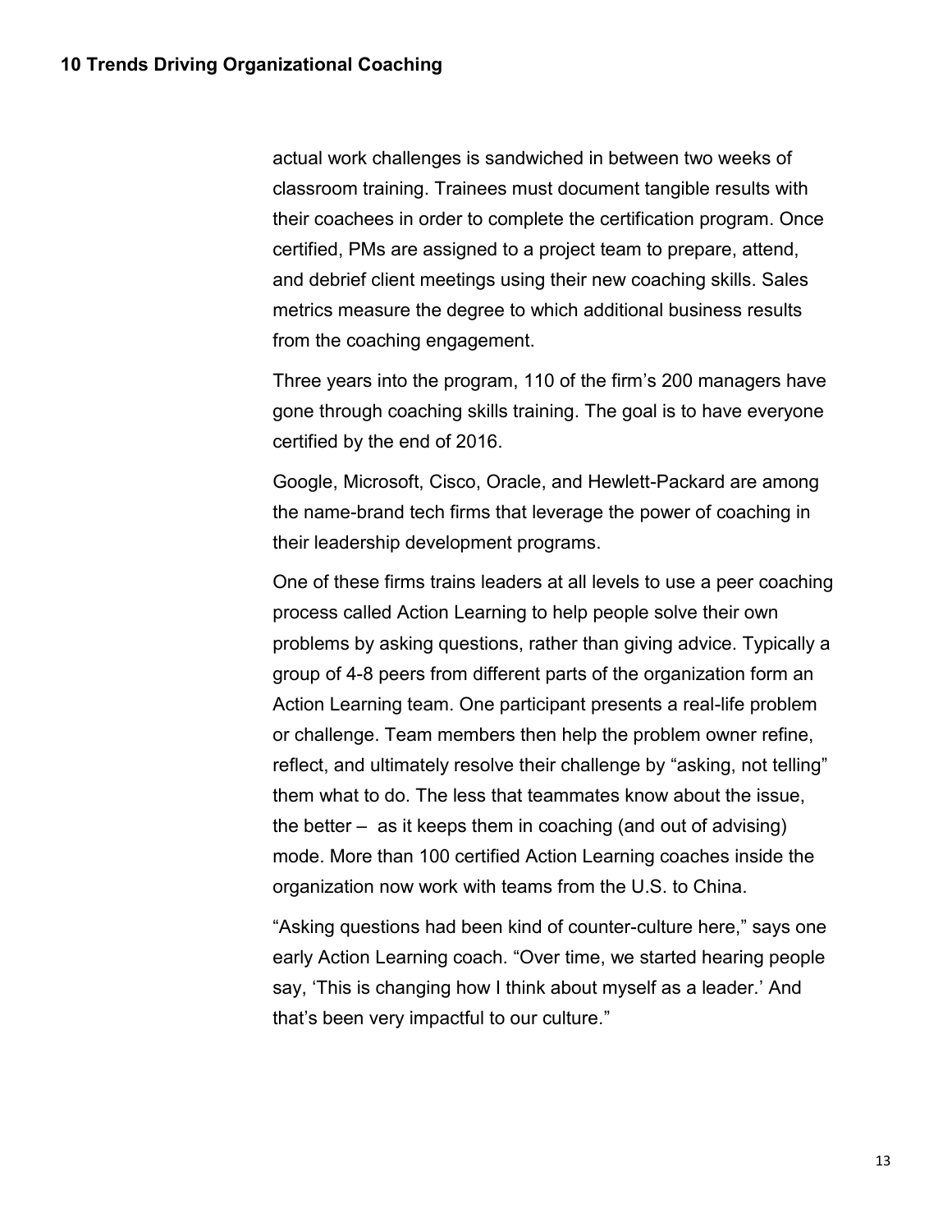actual work challenges is sandwiched in between two weeks of classroom training. Trainees must document tangible results with their coachees in order to complete the certification program. Once certified, PMs are assigned to a project team to prepare, attend, and debrief client meetings using their new coaching skills. Sales metrics measure the degree to which additional business results from the coaching engagement.

Three years into the program, 110 of the firm's 200 managers have gone through coaching skills training. The goal is to have everyone certified by the end of 2016.

Google, Microsoft, Cisco, Oracle, and Hewlett-Packard are among the name-brand tech firms that leverage the power of coaching in their leadership development programs.

One of these firms trains leaders at all levels to use a peer coaching process called Action Learning to help people solve their own problems by asking questions, rather than giving advice. Typically a group of 4-8 peers from different parts of the organization form an Action Learning team. One participant presents a real-life problem or challenge. Team members then help the problem owner refine, reflect, and ultimately resolve their challenge by "asking, not telling" them what to do. The less that teammates know about the issue, the better – as it keeps them in coaching (and out of advising) mode. More than 100 certified Action Learning coaches inside the organization now work with teams from the U.S. to China.

"Asking questions had been kind of counter-culture here," says one early Action Learning coach. "Over time, we started hearing people say, 'This is changing how I think about myself as a leader.' And that's been very impactful to our culture."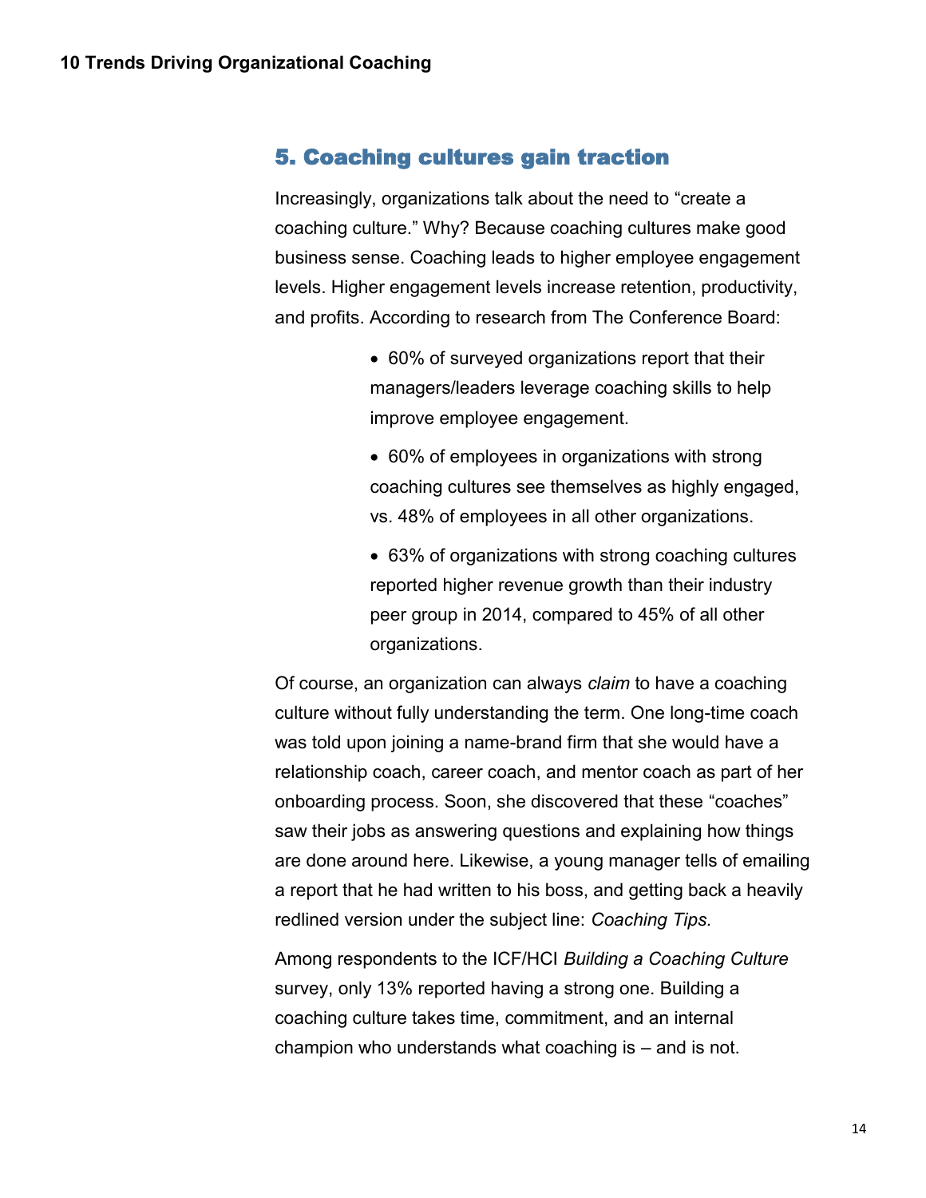## 5. Coaching cultures gain traction

Increasingly, organizations talk about the need to "create a coaching culture." Why? Because coaching cultures make good business sense. Coaching leads to higher employee engagement levels. Higher engagement levels increase retention, productivity, and profits. According to research from The Conference Board:

- 60% of surveyed organizations report that their managers/leaders leverage coaching skills to help improve employee engagement.
- 60% of employees in organizations with strong coaching cultures see themselves as highly engaged, vs. 48% of employees in all other organizations.
- 63% of organizations with strong coaching cultures reported higher revenue growth than their industry peer group in 2014, compared to 45% of all other organizations.

Of course, an organization can always *claim* to have a coaching culture without fully understanding the term. One long-time coach was told upon joining a name-brand firm that she would have a relationship coach, career coach, and mentor coach as part of her onboarding process. Soon, she discovered that these "coaches" saw their jobs as answering questions and explaining how things are done around here. Likewise, a young manager tells of emailing a report that he had written to his boss, and getting back a heavily redlined version under the subject line: *Coaching Tips.*

Among respondents to the ICF/HCI *Building a Coaching Culture* survey, only 13% reported having a strong one. Building a coaching culture takes time, commitment, and an internal champion who understands what coaching is – and is not.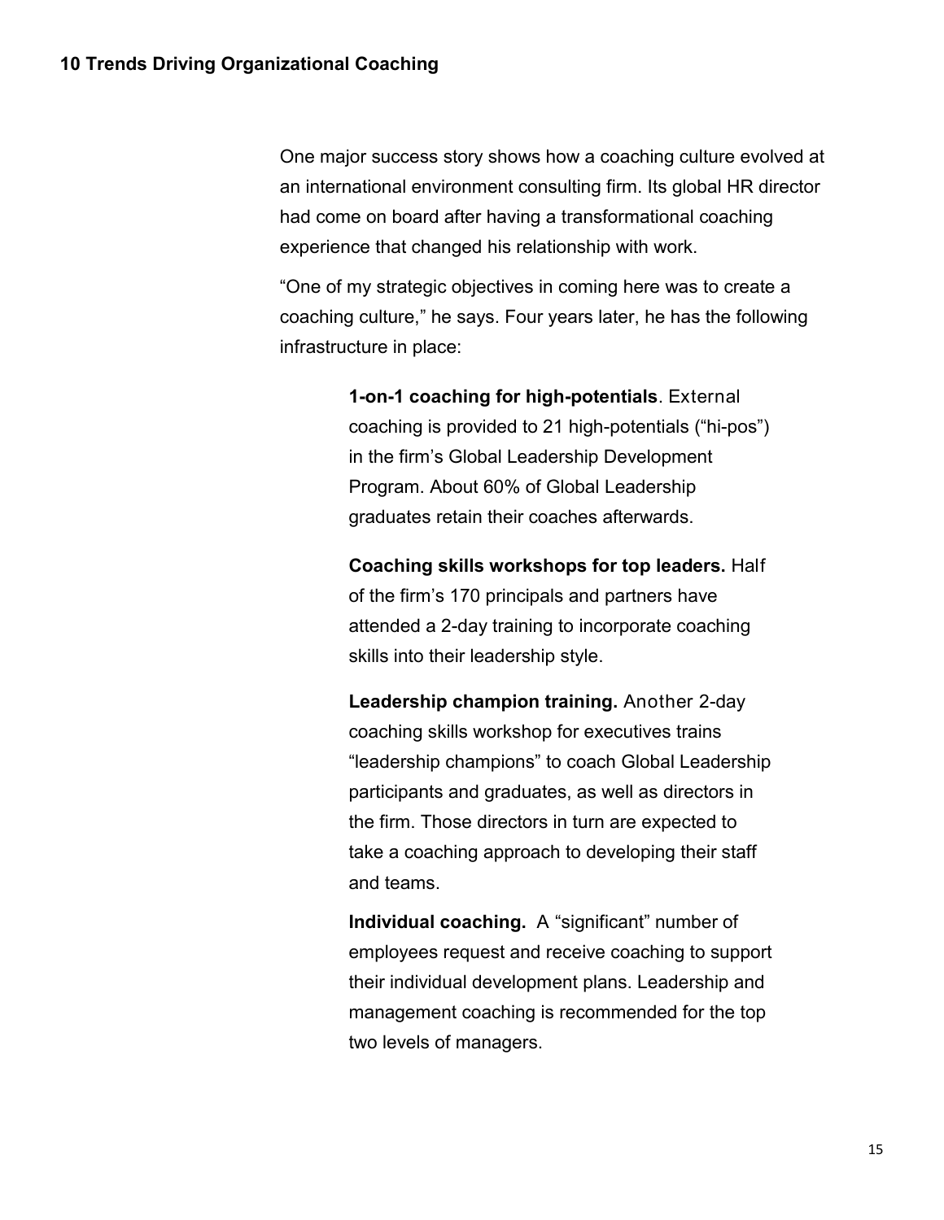One major success story shows how a coaching culture evolved at an international environment consulting firm. Its global HR director had come on board after having a transformational coaching experience that changed his relationship with work.

"One of my strategic objectives in coming here was to create a coaching culture," he says. Four years later, he has the following infrastructure in place:

**1-on-1 coaching for high-potentials**. External coaching is provided to 21 high-potentials ("hi-pos") in the firm's Global Leadership Development Program. About 60% of Global Leadership graduates retain their coaches afterwards.

**Coaching skills workshops for top leaders.** Half of the firm's 170 principals and partners have attended a 2-day training to incorporate coaching skills into their leadership style.

**Leadership champion training.** Another 2-day coaching skills workshop for executives trains "leadership champions" to coach Global Leadership participants and graduates, as well as directors in the firm. Those directors in turn are expected to take a coaching approach to developing their staff and teams.

**Individual coaching.** A "significant" number of employees request and receive coaching to support their individual development plans. Leadership and management coaching is recommended for the top two levels of managers.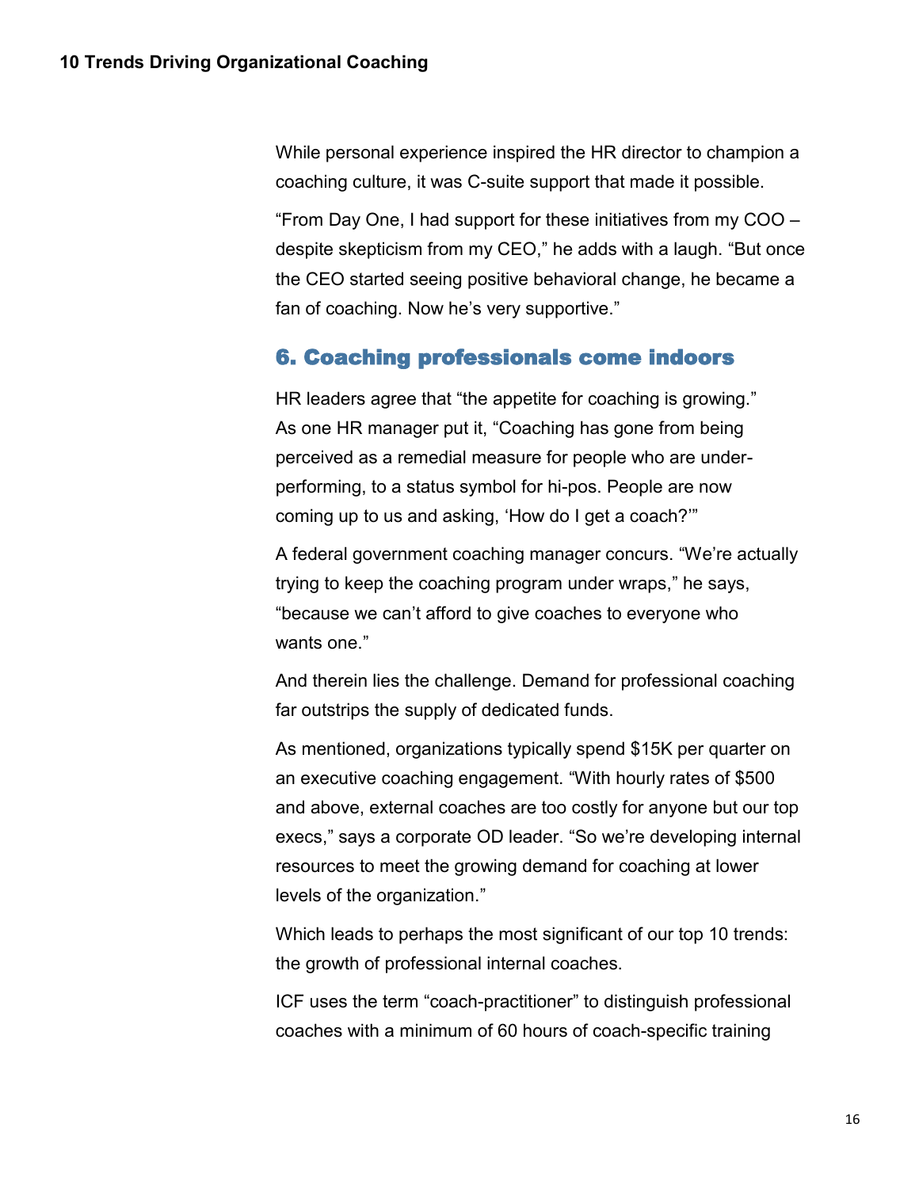While personal experience inspired the HR director to champion a coaching culture, it was C-suite support that made it possible.

"From Day One, I had support for these initiatives from my COO – despite skepticism from my CEO," he adds with a laugh. "But once the CEO started seeing positive behavioral change, he became a fan of coaching. Now he's very supportive."

## 6. Coaching professionals come indoors

HR leaders agree that "the appetite for coaching is growing." As one HR manager put it, "Coaching has gone from being perceived as a remedial measure for people who are under-performing, to a status symbol for hi-pos. People are now coming up to us and asking, 'How do I get a coach?'"

A federal government coaching manager concurs. "We're actually trying to keep the coaching program under wraps," he says, "because we can't afford to give coaches to everyone who wants one."

And therein lies the challenge. Demand for professional coaching far outstrips the supply of dedicated funds.

As mentioned, organizations typically spend $15K per quarter on an executive coaching engagement. "With hourly rates of $500 and above, external coaches are too costly for anyone but our top execs," says a corporate OD leader. "So we're developing internal resources to meet the growing demand for coaching at lower levels of the organization."

Which leads to perhaps the most significant of our top 10 trends: the growth of professional internal coaches.

ICF uses the term "coach-practitioner" to distinguish professional coaches with a minimum of 60 hours of coach-specific training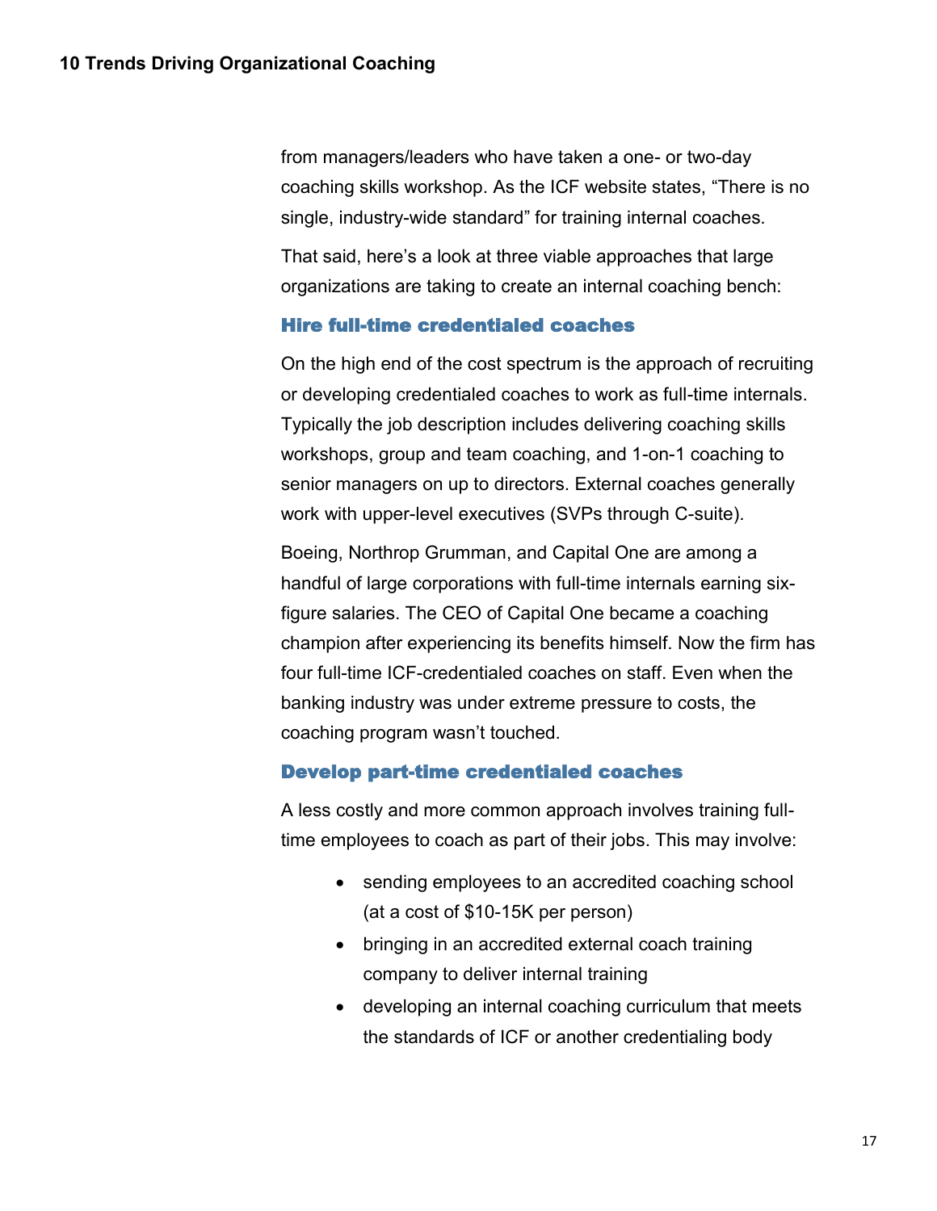from managers/leaders who have taken a one- or two-day coaching skills workshop. As the ICF website states, “There is no single, industry-wide standard” for training internal coaches.

That said, here’s a look at three viable approaches that large organizations are taking to create an internal coaching bench:

### Hire full-time credentialed coaches

On the high end of the cost spectrum is the approach of recruiting or developing credentialed coaches to work as full-time internals. Typically the job description includes delivering coaching skills workshops, group and team coaching, and 1-on-1 coaching to senior managers on up to directors. External coaches generally work with upper-level executives (SVPs through C-suite).

Boeing, Northrop Grumman, and Capital One are among a handful of large corporations with full-time internals earning six-figure salaries. The CEO of Capital One became a coaching champion after experiencing its benefits himself. Now the firm has four full-time ICF-credentialed coaches on staff. Even when the banking industry was under extreme pressure to costs, the coaching program wasn’t touched.

### Develop part-time credentialed coaches

A less costly and more common approach involves training full-time employees to coach as part of their jobs. This may involve:

- sending employees to an accredited coaching school (at a cost of $10-15K per person)
- bringing in an accredited external coach training company to deliver internal training
- developing an internal coaching curriculum that meets the standards of ICF or another credentialing body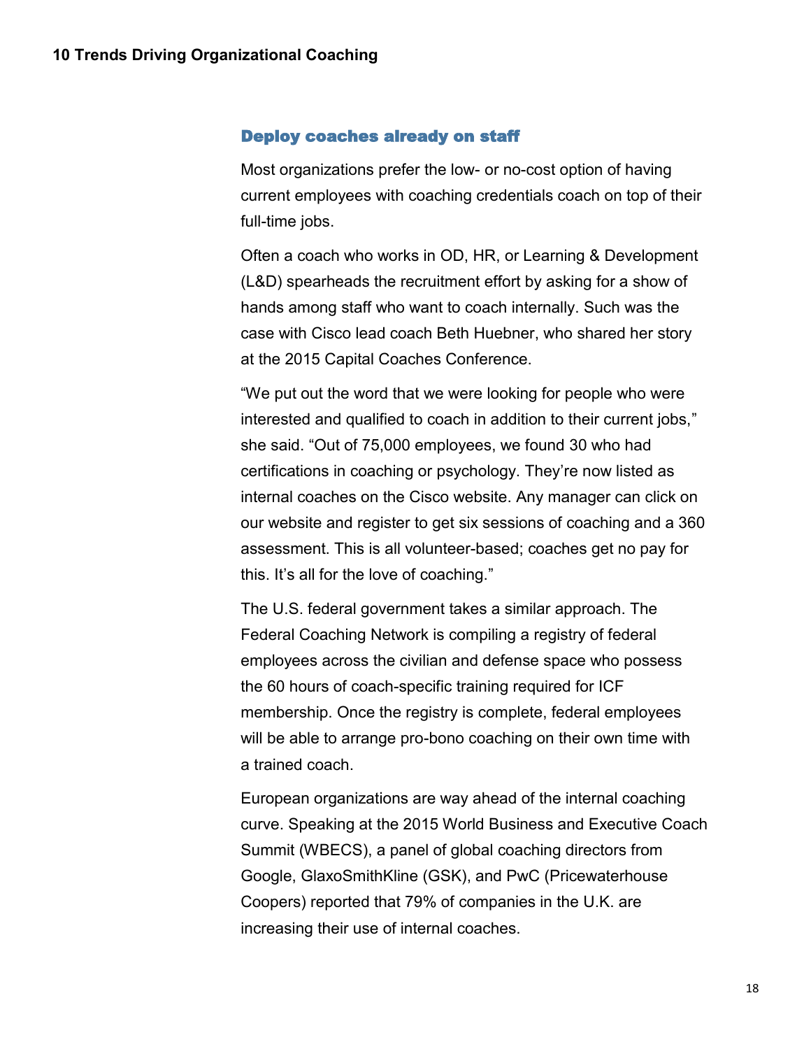## Deploy coaches already on staff

Most organizations prefer the low- or no-cost option of having current employees with coaching credentials coach on top of their full-time jobs.

Often a coach who works in OD, HR, or Learning & Development (L&D) spearheads the recruitment effort by asking for a show of hands among staff who want to coach internally. Such was the case with Cisco lead coach Beth Huebner, who shared her story at the 2015 Capital Coaches Conference.

"We put out the word that we were looking for people who were interested and qualified to coach in addition to their current jobs," she said. "Out of 75,000 employees, we found 30 who had certifications in coaching or psychology. They're now listed as internal coaches on the Cisco website. Any manager can click on our website and register to get six sessions of coaching and a 360 assessment. This is all volunteer-based; coaches get no pay for this. It's all for the love of coaching."

The U.S. federal government takes a similar approach. The Federal Coaching Network is compiling a registry of federal employees across the civilian and defense space who possess the 60 hours of coach-specific training required for ICF membership. Once the registry is complete, federal employees will be able to arrange pro-bono coaching on their own time with a trained coach.

European organizations are way ahead of the internal coaching curve. Speaking at the 2015 World Business and Executive Coach Summit (WBECS), a panel of global coaching directors from Google, GlaxoSmithKline (GSK), and PwC (Pricewaterhouse Coopers) reported that 79% of companies in the U.K. are increasing their use of internal coaches.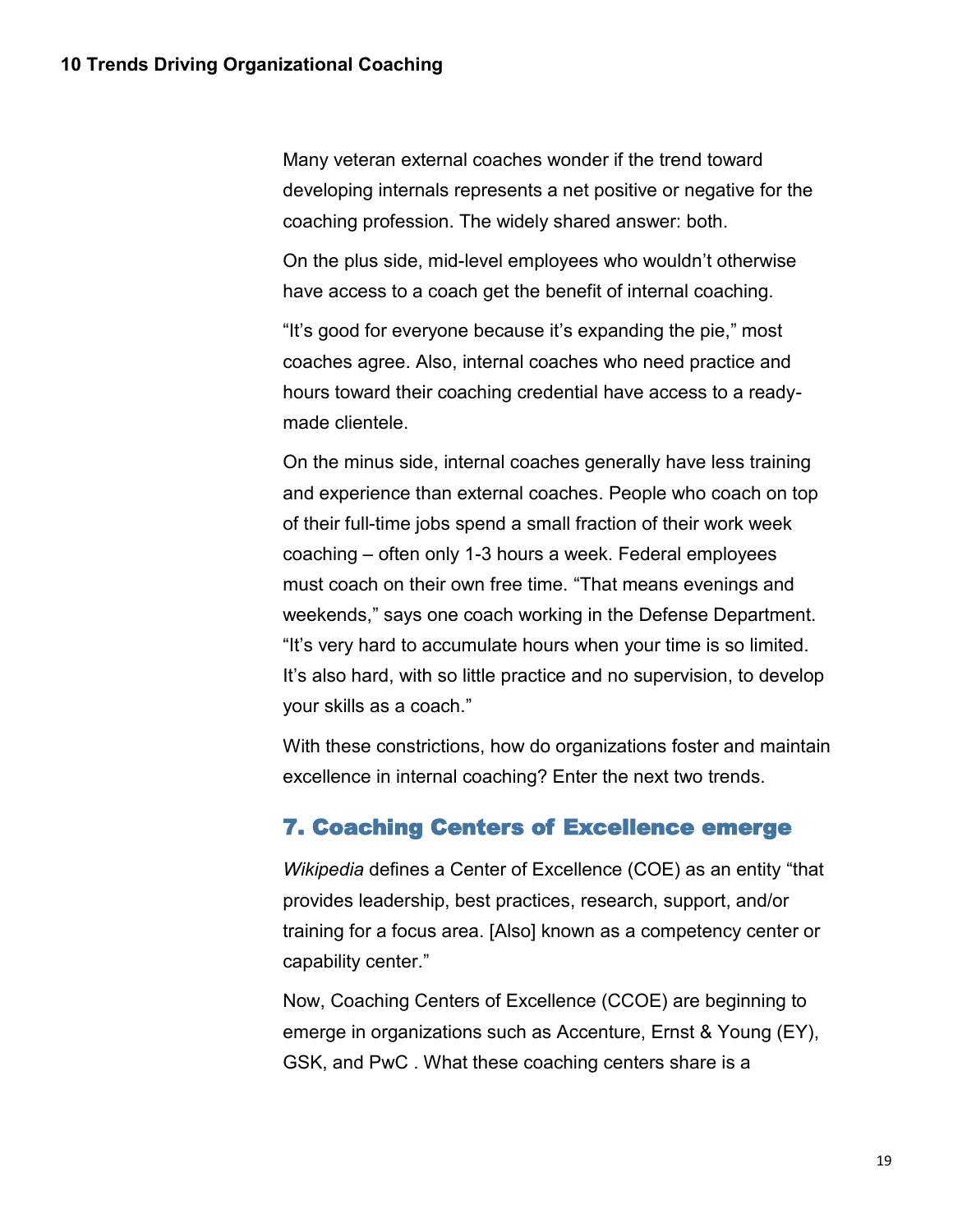Many veteran external coaches wonder if the trend toward developing internals represents a net positive or negative for the coaching profession. The widely shared answer: both.

On the plus side, mid-level employees who wouldn't otherwise have access to a coach get the benefit of internal coaching.

"It's good for everyone because it's expanding the pie," most coaches agree. Also, internal coaches who need practice and hours toward their coaching credential have access to a ready-made clientele.

On the minus side, internal coaches generally have less training and experience than external coaches. People who coach on top of their full-time jobs spend a small fraction of their work week coaching – often only 1-3 hours a week. Federal employees must coach on their own free time. "That means evenings and weekends," says one coach working in the Defense Department. "It's very hard to accumulate hours when your time is so limited. It's also hard, with so little practice and no supervision, to develop your skills as a coach."

With these constrictions, how do organizations foster and maintain excellence in internal coaching? Enter the next two trends.

## 7. Coaching Centers of Excellence emerge

*Wikipedia* defines a Center of Excellence (COE) as an entity "that provides leadership, best practices, research, support, and/or training for a focus area. [Also] known as a competency center or capability center."

Now, Coaching Centers of Excellence (CCOE) are beginning to emerge in organizations such as Accenture, Ernst & Young (EY), GSK, and PwC . What these coaching centers share is a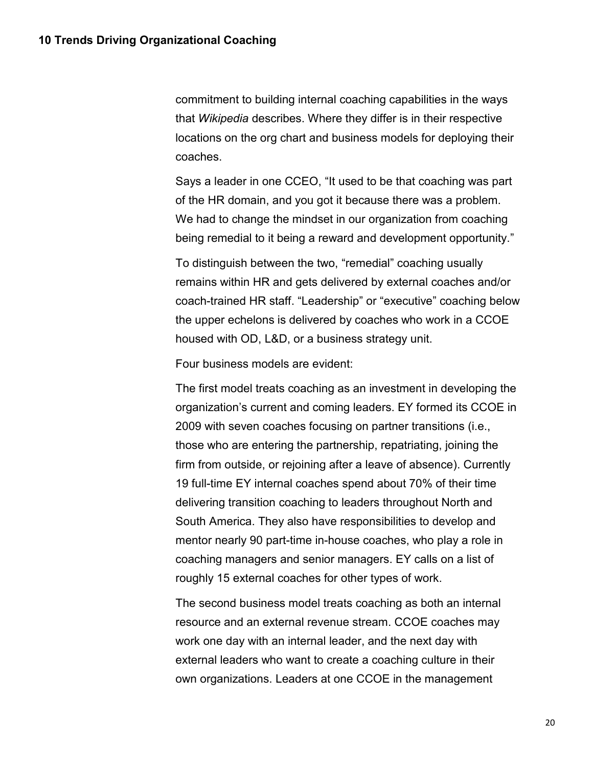commitment to building internal coaching capabilities in the ways that *Wikipedia* describes. Where they differ is in their respective locations on the org chart and business models for deploying their coaches.

Says a leader in one CCEO, “It used to be that coaching was part of the HR domain, and you got it because there was a problem. We had to change the mindset in our organization from coaching being remedial to it being a reward and development opportunity.”

To distinguish between the two, “remedial” coaching usually remains within HR and gets delivered by external coaches and/or coach-trained HR staff. “Leadership” or “executive” coaching below the upper echelons is delivered by coaches who work in a CCOE housed with OD, L&D, or a business strategy unit.

Four business models are evident:

The first model treats coaching as an investment in developing the organization’s current and coming leaders. EY formed its CCOE in 2009 with seven coaches focusing on partner transitions (i.e., those who are entering the partnership, repatriating, joining the firm from outside, or rejoining after a leave of absence). Currently 19 full-time EY internal coaches spend about 70% of their time delivering transition coaching to leaders throughout North and South America. They also have responsibilities to develop and mentor nearly 90 part-time in-house coaches, who play a role in coaching managers and senior managers. EY calls on a list of roughly 15 external coaches for other types of work.

The second business model treats coaching as both an internal resource and an external revenue stream. CCOE coaches may work one day with an internal leader, and the next day with external leaders who want to create a coaching culture in their own organizations. Leaders at one CCOE in the management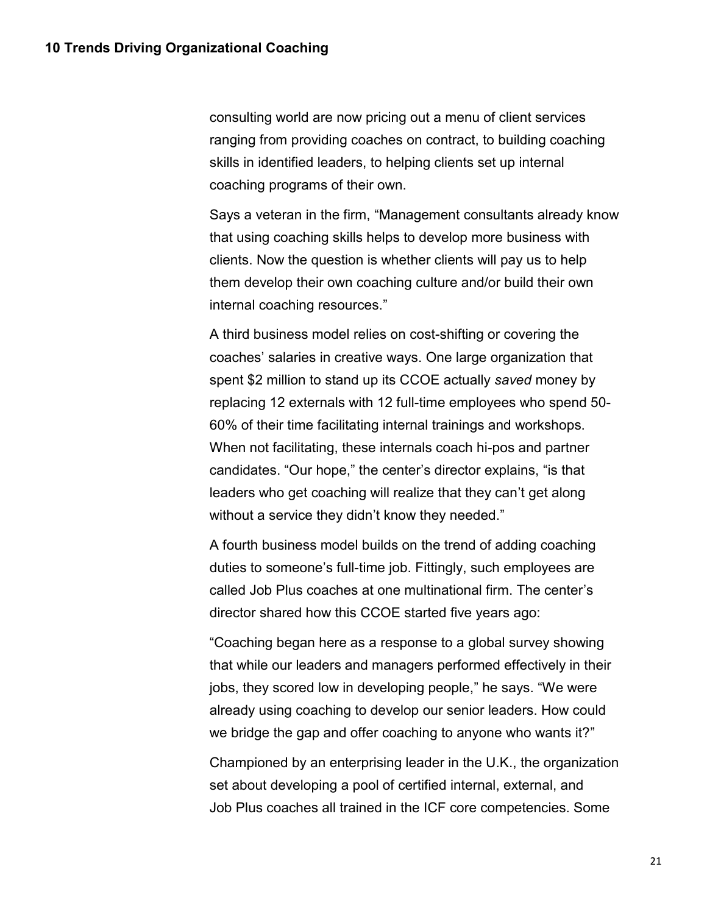consulting world are now pricing out a menu of client services ranging from providing coaches on contract, to building coaching skills in identified leaders, to helping clients set up internal coaching programs of their own.

Says a veteran in the firm, "Management consultants already know that using coaching skills helps to develop more business with clients. Now the question is whether clients will pay us to help them develop their own coaching culture and/or build their own internal coaching resources."

A third business model relies on cost-shifting or covering the coaches' salaries in creative ways. One large organization that spent $2 million to stand up its CCOE actually *saved* money by replacing 12 externals with 12 full-time employees who spend 50-60% of their time facilitating internal trainings and workshops. When not facilitating, these internals coach hi-pos and partner candidates. "Our hope," the center's director explains, "is that leaders who get coaching will realize that they can't get along without a service they didn't know they needed."

A fourth business model builds on the trend of adding coaching duties to someone's full-time job. Fittingly, such employees are called Job Plus coaches at one multinational firm. The center's director shared how this CCOE started five years ago:

"Coaching began here as a response to a global survey showing that while our leaders and managers performed effectively in their jobs, they scored low in developing people," he says. "We were already using coaching to develop our senior leaders. How could we bridge the gap and offer coaching to anyone who wants it?"

Championed by an enterprising leader in the U.K., the organization set about developing a pool of certified internal, external, and Job Plus coaches all trained in the ICF core competencies. Some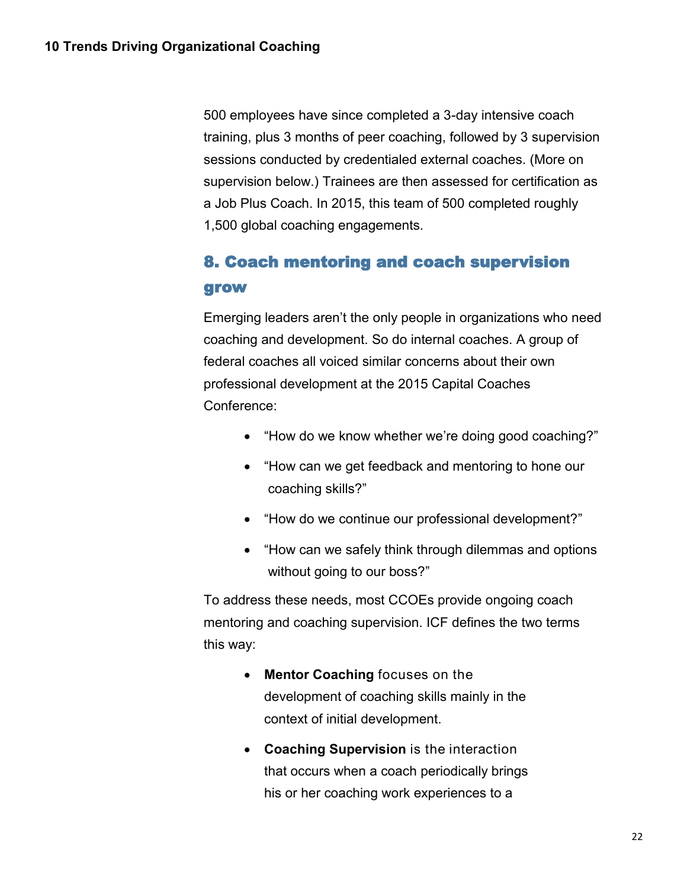500 employees have since completed a 3-day intensive coach training, plus 3 months of peer coaching, followed by 3 supervision sessions conducted by credentialed external coaches. (More on supervision below.) Trainees are then assessed for certification as a Job Plus Coach. In 2015, this team of 500 completed roughly 1,500 global coaching engagements.

## 8. Coach mentoring and coach supervision grow

Emerging leaders aren't the only people in organizations who need coaching and development. So do internal coaches. A group of federal coaches all voiced similar concerns about their own professional development at the 2015 Capital Coaches Conference:

- "How do we know whether we're doing good coaching?"
- "How can we get feedback and mentoring to hone our coaching skills?"
- "How do we continue our professional development?"
- "How can we safely think through dilemmas and options without going to our boss?"

To address these needs, most CCOEs provide ongoing coach mentoring and coaching supervision. ICF defines the two terms this way:

- **Mentor Coaching** focuses on the development of coaching skills mainly in the context of initial development.
- **Coaching Supervision** is the interaction that occurs when a coach periodically brings his or her coaching work experiences to a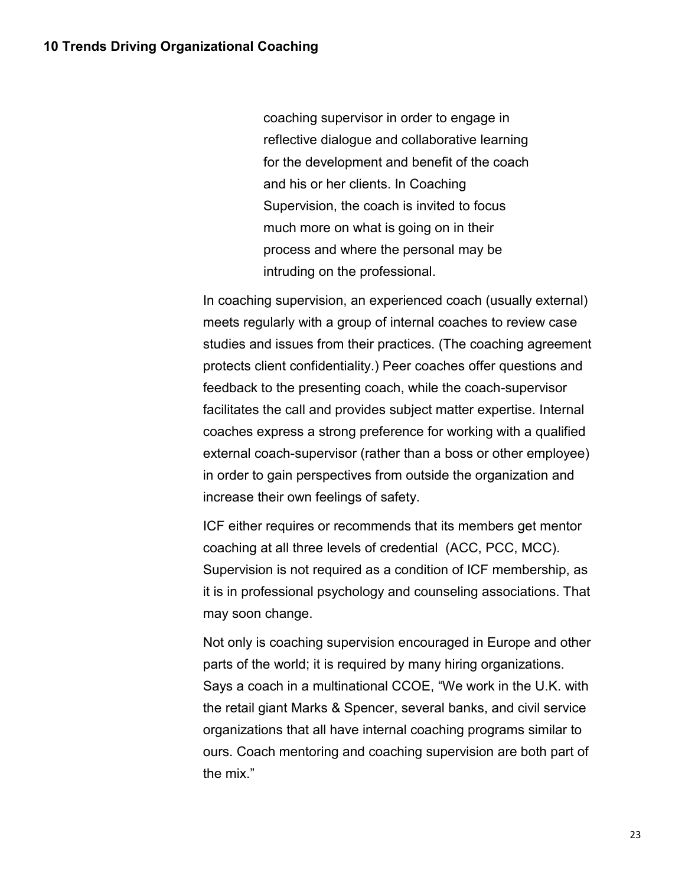> coaching supervisor in order to engage in reflective dialogue and collaborative learning for the development and benefit of the coach and his or her clients. In Coaching Supervision, the coach is invited to focus much more on what is going on in their process and where the personal may be intruding on the professional.

In coaching supervision, an experienced coach (usually external) meets regularly with a group of internal coaches to review case studies and issues from their practices. (The coaching agreement protects client confidentiality.) Peer coaches offer questions and feedback to the presenting coach, while the coach-supervisor facilitates the call and provides subject matter expertise. Internal coaches express a strong preference for working with a qualified external coach-supervisor (rather than a boss or other employee) in order to gain perspectives from outside the organization and increase their own feelings of safety.

ICF either requires or recommends that its members get mentor coaching at all three levels of credential (ACC, PCC, MCC). Supervision is not required as a condition of ICF membership, as it is in professional psychology and counseling associations. That may soon change.

Not only is coaching supervision encouraged in Europe and other parts of the world; it is required by many hiring organizations. Says a coach in a multinational CCOE, "We work in the U.K. with the retail giant Marks & Spencer, several banks, and civil service organizations that all have internal coaching programs similar to ours. Coach mentoring and coaching supervision are both part of the mix."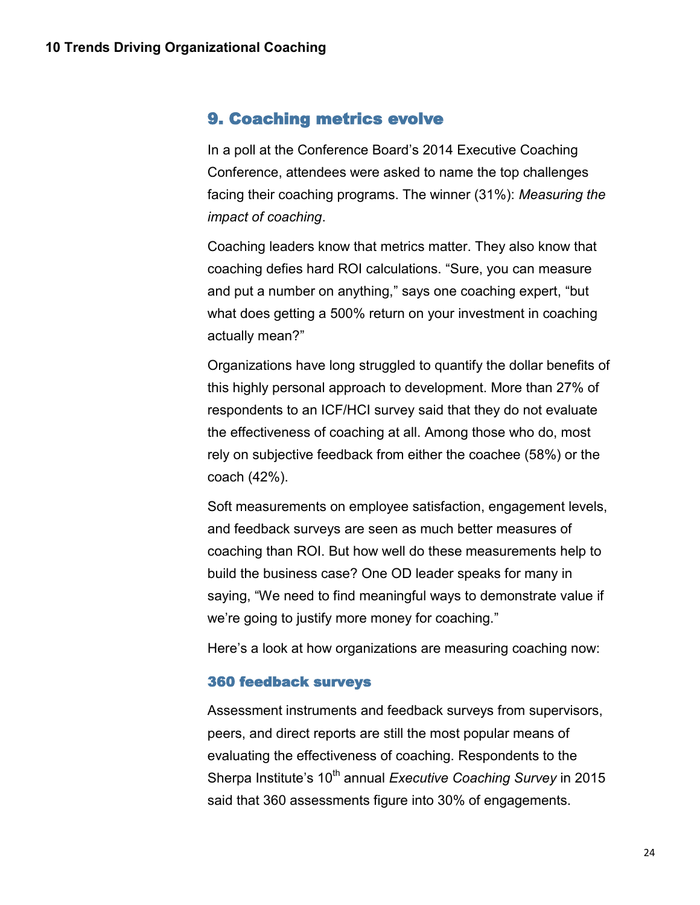## 9. Coaching metrics evolve

In a poll at the Conference Board's 2014 Executive Coaching Conference, attendees were asked to name the top challenges facing their coaching programs. The winner (31%): *Measuring the impact of coaching*.

Coaching leaders know that metrics matter. They also know that coaching defies hard ROI calculations. "Sure, you can measure and put a number on anything," says one coaching expert, "but what does getting a 500% return on your investment in coaching actually mean?"

Organizations have long struggled to quantify the dollar benefits of this highly personal approach to development. More than 27% of respondents to an ICF/HCI survey said that they do not evaluate the effectiveness of coaching at all. Among those who do, most rely on subjective feedback from either the coachee (58%) or the coach (42%).

Soft measurements on employee satisfaction, engagement levels, and feedback surveys are seen as much better measures of coaching than ROI. But how well do these measurements help to build the business case? One OD leader speaks for many in saying, "We need to find meaningful ways to demonstrate value if we're going to justify more money for coaching."

Here's a look at how organizations are measuring coaching now:

### 360 feedback surveys

Assessment instruments and feedback surveys from supervisors, peers, and direct reports are still the most popular means of evaluating the effectiveness of coaching. Respondents to the Sherpa Institute's 10th annual *Executive Coaching Survey* in 2015 said that 360 assessments figure into 30% of engagements.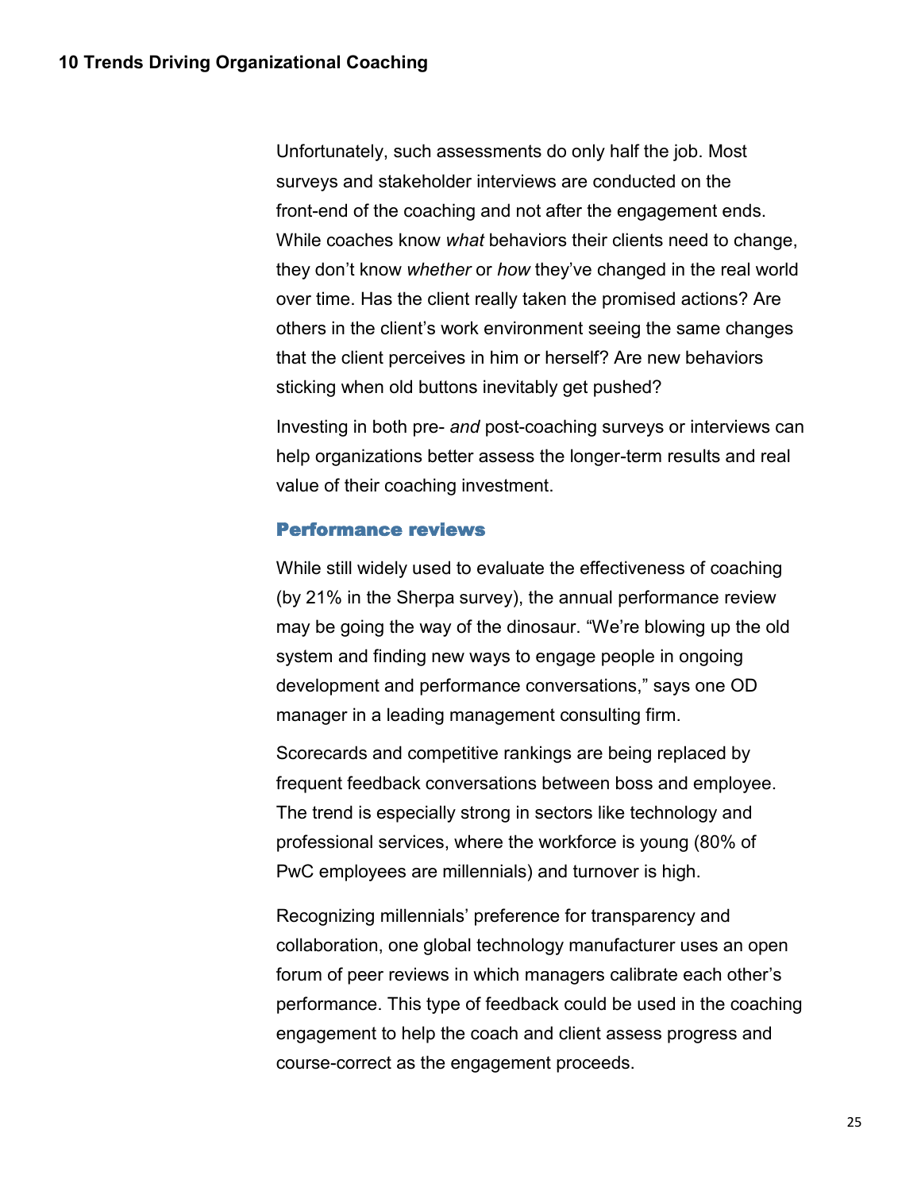Unfortunately, such assessments do only half the job. Most surveys and stakeholder interviews are conducted on the front-end of the coaching and not after the engagement ends. While coaches know *what* behaviors their clients need to change, they don't know *whether* or *how* they've changed in the real world over time. Has the client really taken the promised actions? Are others in the client's work environment seeing the same changes that the client perceives in him or herself? Are new behaviors sticking when old buttons inevitably get pushed?

Investing in both pre- *and* post-coaching surveys or interviews can help organizations better assess the longer-term results and real value of their coaching investment.

### Performance reviews

While still widely used to evaluate the effectiveness of coaching (by 21% in the Sherpa survey), the annual performance review may be going the way of the dinosaur. "We're blowing up the old system and finding new ways to engage people in ongoing development and performance conversations," says one OD manager in a leading management consulting firm.

Scorecards and competitive rankings are being replaced by frequent feedback conversations between boss and employee. The trend is especially strong in sectors like technology and professional services, where the workforce is young (80% of PwC employees are millennials) and turnover is high.

Recognizing millennials' preference for transparency and collaboration, one global technology manufacturer uses an open forum of peer reviews in which managers calibrate each other's performance. This type of feedback could be used in the coaching engagement to help the coach and client assess progress and course-correct as the engagement proceeds.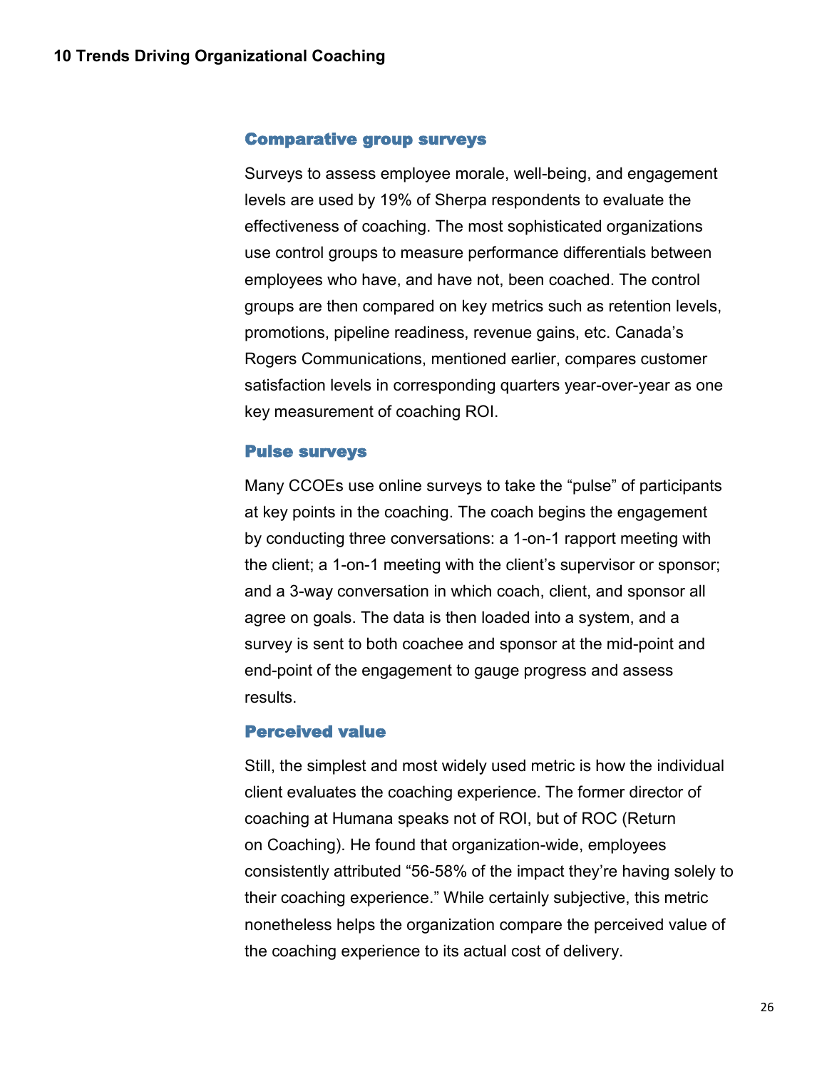### Comparative group surveys

Surveys to assess employee morale, well-being, and engagement levels are used by 19% of Sherpa respondents to evaluate the effectiveness of coaching. The most sophisticated organizations use control groups to measure performance differentials between employees who have, and have not, been coached. The control groups are then compared on key metrics such as retention levels, promotions, pipeline readiness, revenue gains, etc. Canada's Rogers Communications, mentioned earlier, compares customer satisfaction levels in corresponding quarters year-over-year as one key measurement of coaching ROI.

### Pulse surveys

Many CCOEs use online surveys to take the "pulse" of participants at key points in the coaching. The coach begins the engagement by conducting three conversations: a 1-on-1 rapport meeting with the client; a 1-on-1 meeting with the client's supervisor or sponsor; and a 3-way conversation in which coach, client, and sponsor all agree on goals. The data is then loaded into a system, and a survey is sent to both coachee and sponsor at the mid-point and end-point of the engagement to gauge progress and assess results.

### Perceived value

Still, the simplest and most widely used metric is how the individual client evaluates the coaching experience. The former director of coaching at Humana speaks not of ROI, but of ROC (Return on Coaching). He found that organization-wide, employees consistently attributed "56-58% of the impact they're having solely to their coaching experience." While certainly subjective, this metric nonetheless helps the organization compare the perceived value of the coaching experience to its actual cost of delivery.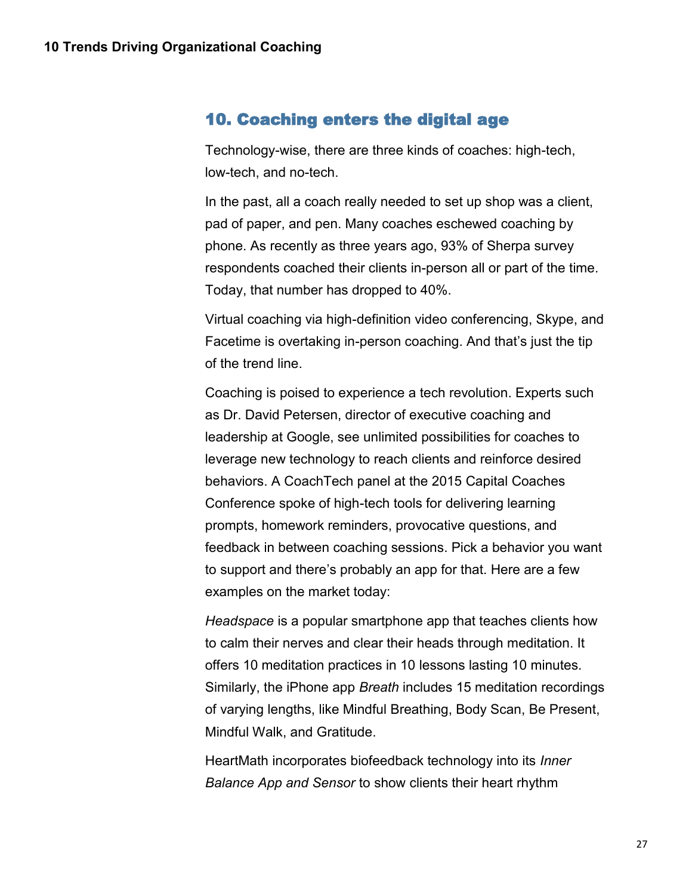## 10. Coaching enters the digital age

Technology-wise, there are three kinds of coaches: high-tech, low-tech, and no-tech.

In the past, all a coach really needed to set up shop was a client, pad of paper, and pen. Many coaches eschewed coaching by phone. As recently as three years ago, 93% of Sherpa survey respondents coached their clients in-person all or part of the time. Today, that number has dropped to 40%.

Virtual coaching via high-definition video conferencing, Skype, and Facetime is overtaking in-person coaching. And that's just the tip of the trend line.

Coaching is poised to experience a tech revolution. Experts such as Dr. David Petersen, director of executive coaching and leadership at Google, see unlimited possibilities for coaches to leverage new technology to reach clients and reinforce desired behaviors. A CoachTech panel at the 2015 Capital Coaches Conference spoke of high-tech tools for delivering learning prompts, homework reminders, provocative questions, and feedback in between coaching sessions. Pick a behavior you want to support and there's probably an app for that. Here are a few examples on the market today:

*Headspace* is a popular smartphone app that teaches clients how to calm their nerves and clear their heads through meditation. It offers 10 meditation practices in 10 lessons lasting 10 minutes. Similarly, the iPhone app *Breath* includes 15 meditation recordings of varying lengths, like Mindful Breathing, Body Scan, Be Present, Mindful Walk, and Gratitude.

HeartMath incorporates biofeedback technology into its *Inner Balance App and Sensor* to show clients their heart rhythm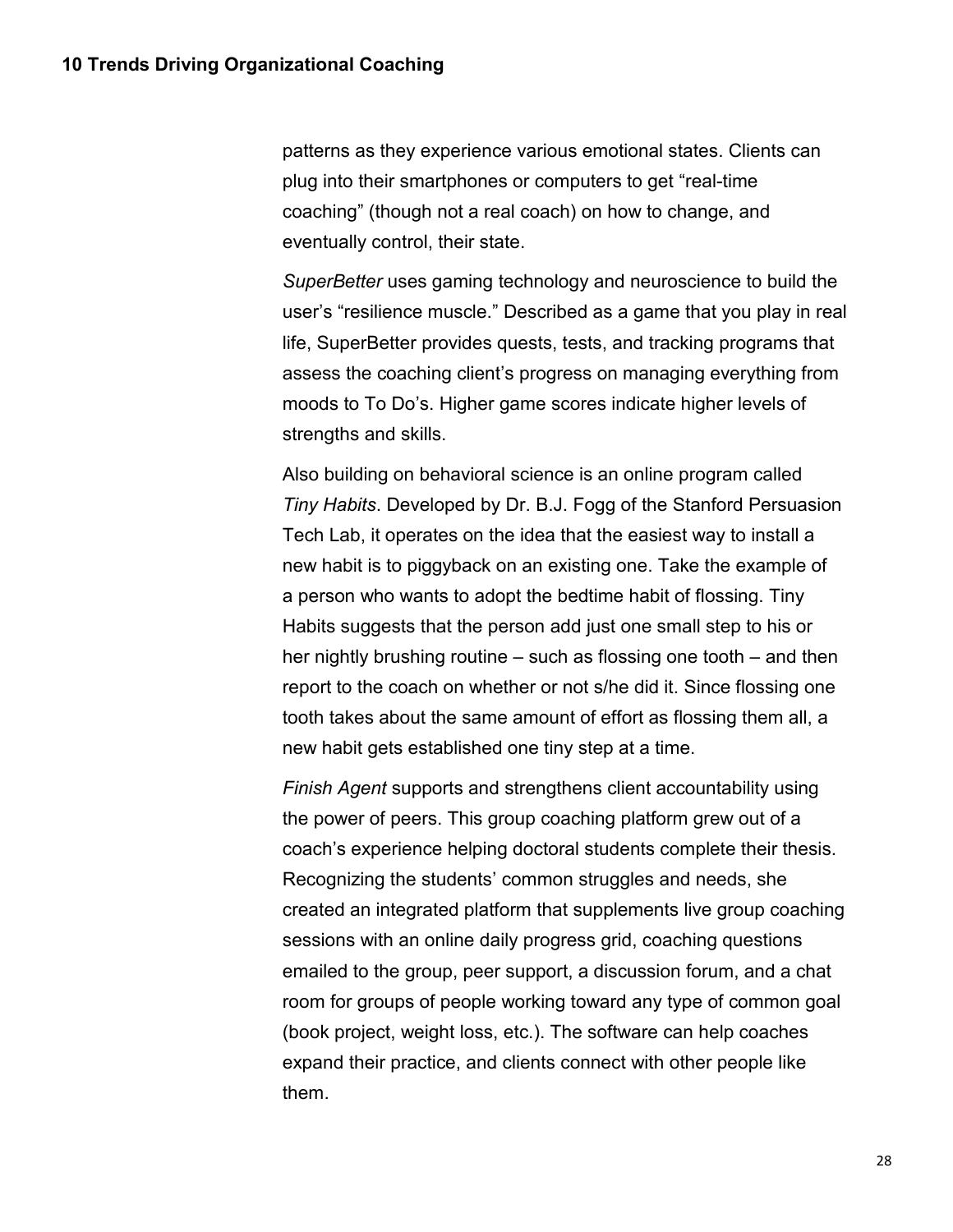patterns as they experience various emotional states. Clients can plug into their smartphones or computers to get "real-time coaching" (though not a real coach) on how to change, and eventually control, their state.

*SuperBetter* uses gaming technology and neuroscience to build the user's "resilience muscle." Described as a game that you play in real life, SuperBetter provides quests, tests, and tracking programs that assess the coaching client's progress on managing everything from moods to To Do's. Higher game scores indicate higher levels of strengths and skills.

Also building on behavioral science is an online program called *Tiny Habits*. Developed by Dr. B.J. Fogg of the Stanford Persuasion Tech Lab, it operates on the idea that the easiest way to install a new habit is to piggyback on an existing one. Take the example of a person who wants to adopt the bedtime habit of flossing. Tiny Habits suggests that the person add just one small step to his or her nightly brushing routine – such as flossing one tooth – and then report to the coach on whether or not s/he did it. Since flossing one tooth takes about the same amount of effort as flossing them all, a new habit gets established one tiny step at a time.

*Finish Agent* supports and strengthens client accountability using the power of peers. This group coaching platform grew out of a coach's experience helping doctoral students complete their thesis. Recognizing the students' common struggles and needs, she created an integrated platform that supplements live group coaching sessions with an online daily progress grid, coaching questions emailed to the group, peer support, a discussion forum, and a chat room for groups of people working toward any type of common goal (book project, weight loss, etc.). The software can help coaches expand their practice, and clients connect with other people like them.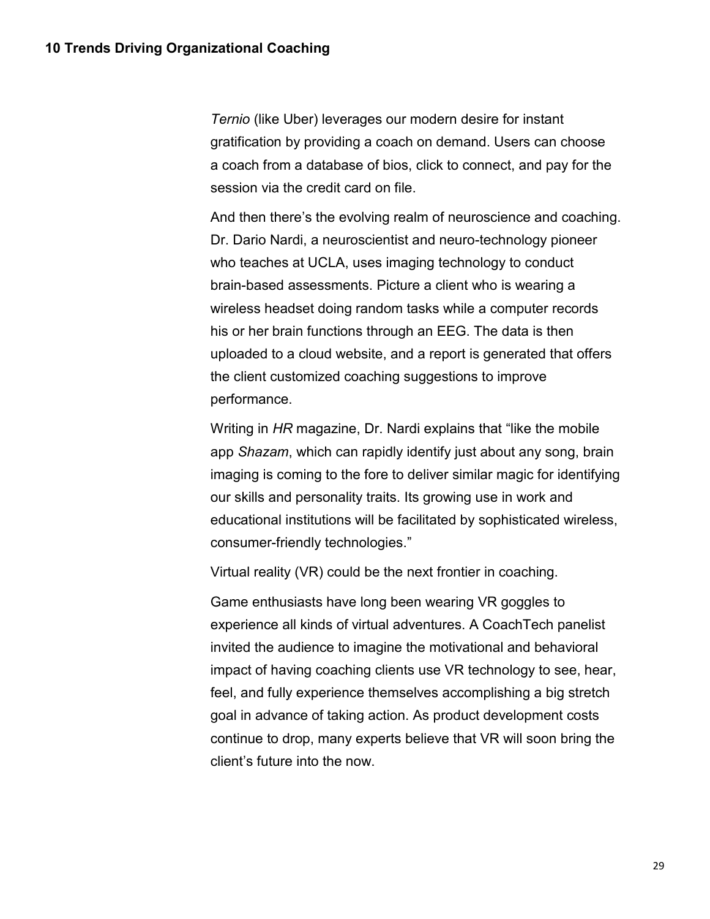*Ternio* (like Uber) leverages our modern desire for instant gratification by providing a coach on demand. Users can choose a coach from a database of bios, click to connect, and pay for the session via the credit card on file.

And then there's the evolving realm of neuroscience and coaching. Dr. Dario Nardi, a neuroscientist and neuro-technology pioneer who teaches at UCLA, uses imaging technology to conduct brain-based assessments. Picture a client who is wearing a wireless headset doing random tasks while a computer records his or her brain functions through an EEG. The data is then uploaded to a cloud website, and a report is generated that offers the client customized coaching suggestions to improve performance.

Writing in *HR* magazine, Dr. Nardi explains that "like the mobile app *Shazam*, which can rapidly identify just about any song, brain imaging is coming to the fore to deliver similar magic for identifying our skills and personality traits. Its growing use in work and educational institutions will be facilitated by sophisticated wireless, consumer-friendly technologies."

Virtual reality (VR) could be the next frontier in coaching.

Game enthusiasts have long been wearing VR goggles to experience all kinds of virtual adventures. A CoachTech panelist invited the audience to imagine the motivational and behavioral impact of having coaching clients use VR technology to see, hear, feel, and fully experience themselves accomplishing a big stretch goal in advance of taking action. As product development costs continue to drop, many experts believe that VR will soon bring the client's future into the now.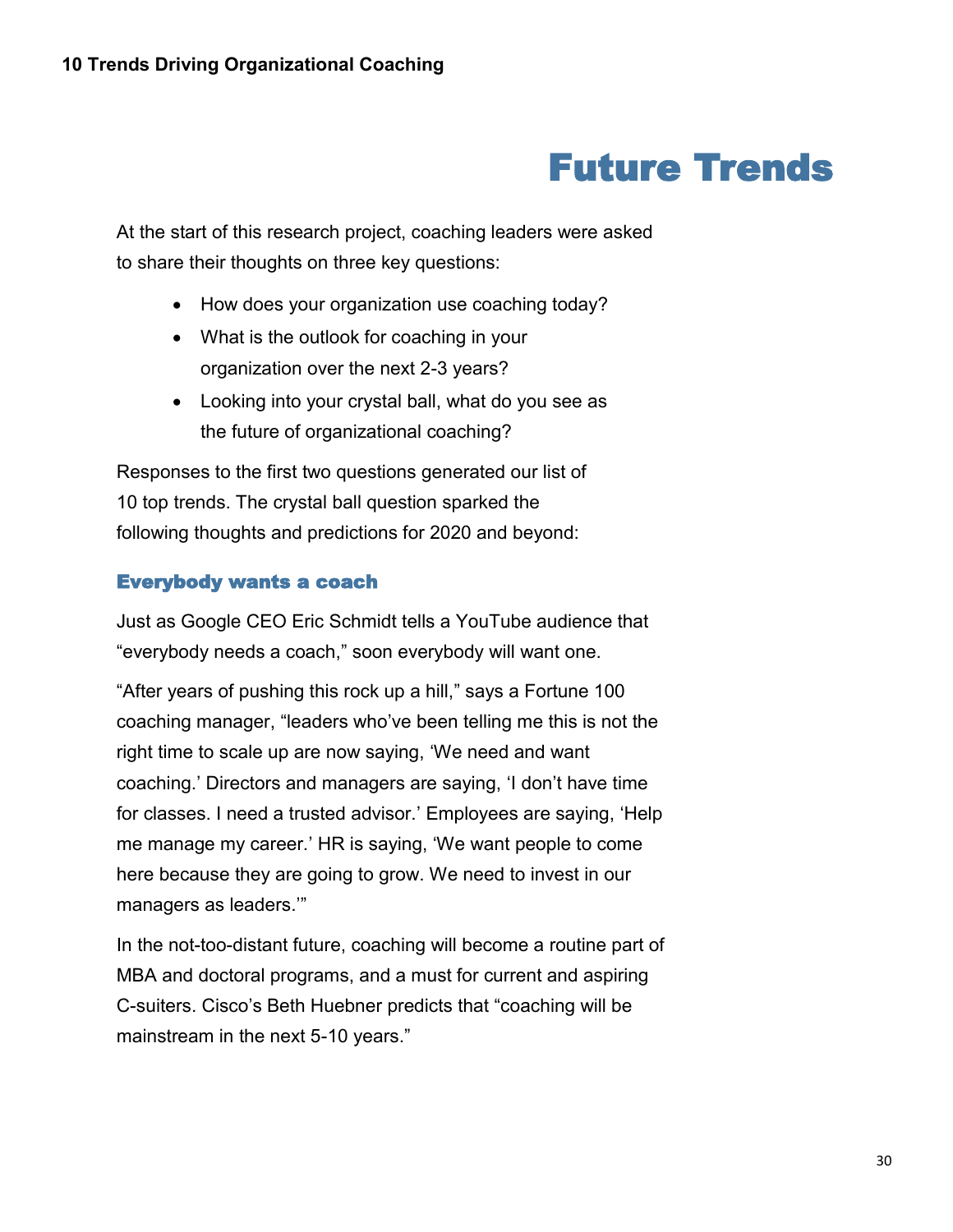# Future Trends

At the start of this research project, coaching leaders were asked to share their thoughts on three key questions:

- How does your organization use coaching today?
- What is the outlook for coaching in your organization over the next 2-3 years?
- Looking into your crystal ball, what do you see as the future of organizational coaching?

Responses to the first two questions generated our list of 10 top trends. The crystal ball question sparked the following thoughts and predictions for 2020 and beyond:

## Everybody wants a coach

Just as Google CEO Eric Schmidt tells a YouTube audience that "everybody needs a coach," soon everybody will want one.

"After years of pushing this rock up a hill," says a Fortune 100 coaching manager, "leaders who've been telling me this is not the right time to scale up are now saying, 'We need and want coaching.' Directors and managers are saying, 'I don't have time for classes. I need a trusted advisor.' Employees are saying, 'Help me manage my career.' HR is saying, 'We want people to come here because they are going to grow. We need to invest in our managers as leaders.'"

In the not-too-distant future, coaching will become a routine part of MBA and doctoral programs, and a must for current and aspiring C-suiters. Cisco's Beth Huebner predicts that "coaching will be mainstream in the next 5-10 years."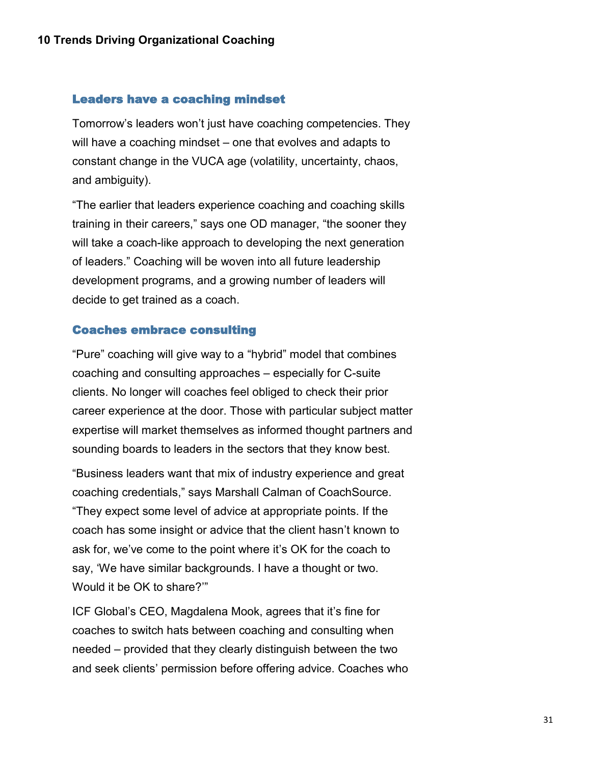## Leaders have a coaching mindset

Tomorrow's leaders won't just have coaching competencies. They will have a coaching mindset – one that evolves and adapts to constant change in the VUCA age (volatility, uncertainty, chaos, and ambiguity).

"The earlier that leaders experience coaching and coaching skills training in their careers," says one OD manager, "the sooner they will take a coach-like approach to developing the next generation of leaders." Coaching will be woven into all future leadership development programs, and a growing number of leaders will decide to get trained as a coach.

## Coaches embrace consulting

"Pure" coaching will give way to a "hybrid" model that combines coaching and consulting approaches – especially for C-suite clients. No longer will coaches feel obliged to check their prior career experience at the door. Those with particular subject matter expertise will market themselves as informed thought partners and sounding boards to leaders in the sectors that they know best.

"Business leaders want that mix of industry experience and great coaching credentials," says Marshall Calman of CoachSource. "They expect some level of advice at appropriate points. If the coach has some insight or advice that the client hasn't known to ask for, we've come to the point where it's OK for the coach to say, 'We have similar backgrounds. I have a thought or two. Would it be OK to share?'"

ICF Global's CEO, Magdalena Mook, agrees that it's fine for coaches to switch hats between coaching and consulting when needed – provided that they clearly distinguish between the two and seek clients' permission before offering advice. Coaches who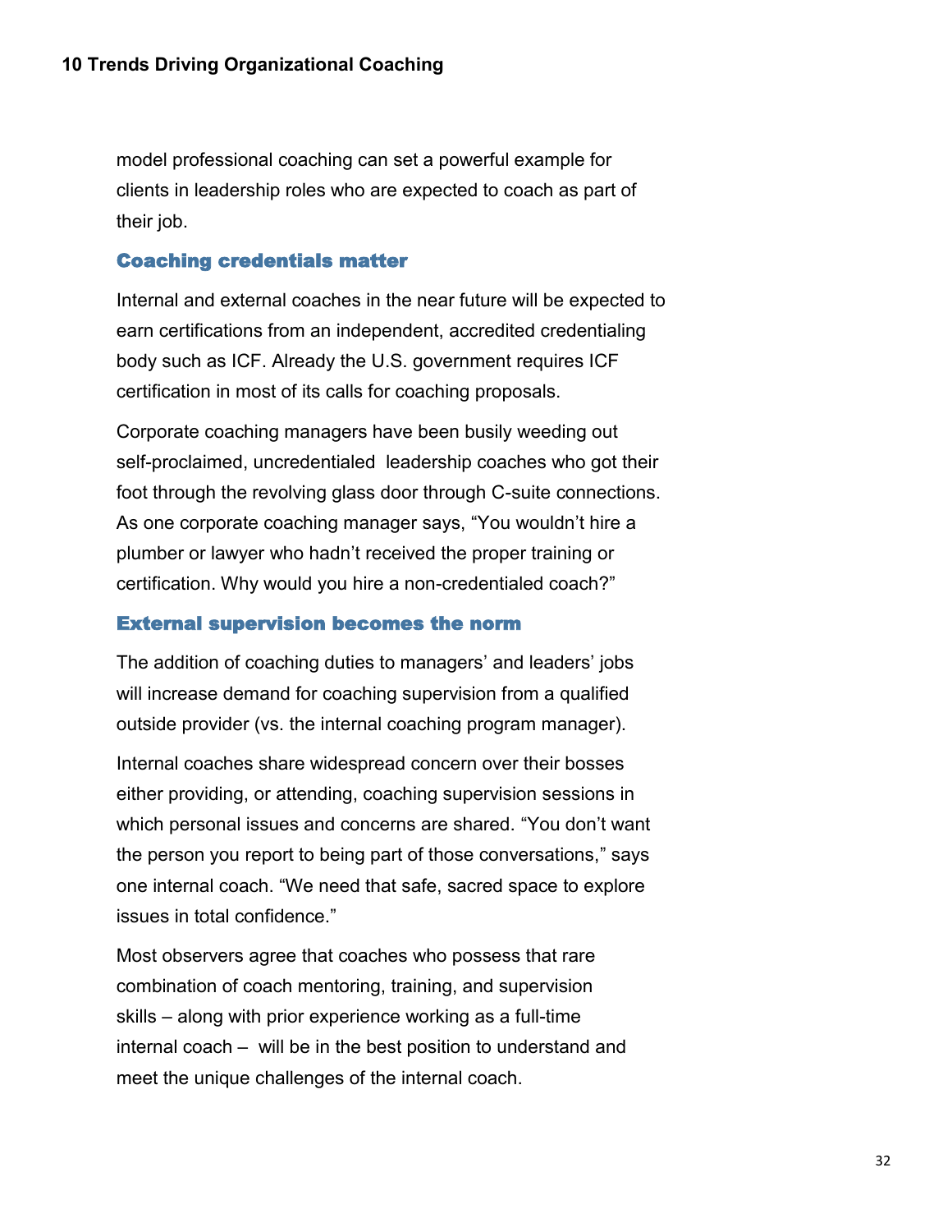model professional coaching can set a powerful example for clients in leadership roles who are expected to coach as part of their job.

### Coaching credentials matter

Internal and external coaches in the near future will be expected to earn certifications from an independent, accredited credentialing body such as ICF. Already the U.S. government requires ICF certification in most of its calls for coaching proposals.

Corporate coaching managers have been busily weeding out self-proclaimed, uncredentialed leadership coaches who got their foot through the revolving glass door through C-suite connections. As one corporate coaching manager says, "You wouldn't hire a plumber or lawyer who hadn't received the proper training or certification. Why would you hire a non-credentialed coach?"

### External supervision becomes the norm

The addition of coaching duties to managers' and leaders' jobs will increase demand for coaching supervision from a qualified outside provider (vs. the internal coaching program manager).

Internal coaches share widespread concern over their bosses either providing, or attending, coaching supervision sessions in which personal issues and concerns are shared. "You don't want the person you report to being part of those conversations," says one internal coach. "We need that safe, sacred space to explore issues in total confidence."

Most observers agree that coaches who possess that rare combination of coach mentoring, training, and supervision skills – along with prior experience working as a full-time internal coach – will be in the best position to understand and meet the unique challenges of the internal coach.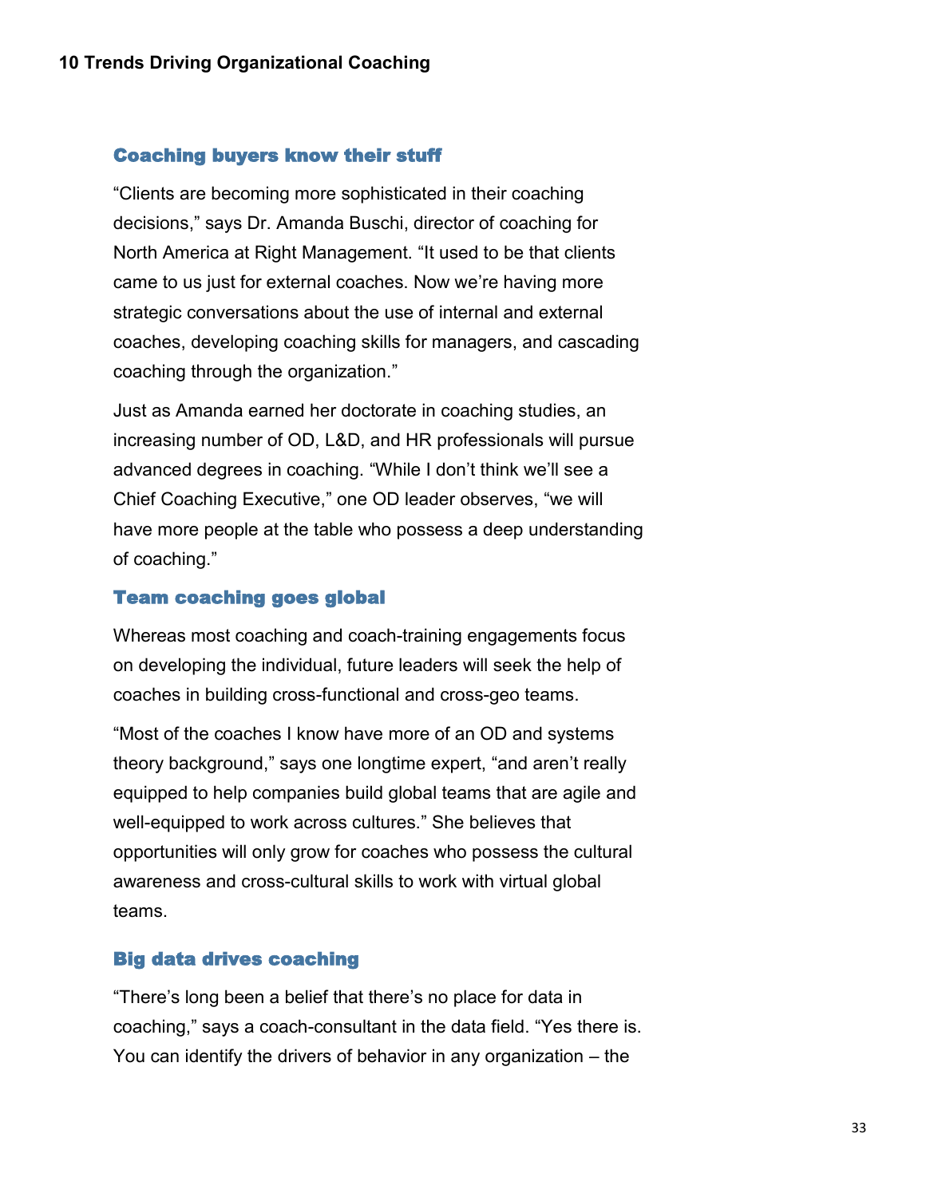## Coaching buyers know their stuff

"Clients are becoming more sophisticated in their coaching decisions," says Dr. Amanda Buschi, director of coaching for North America at Right Management. "It used to be that clients came to us just for external coaches. Now we're having more strategic conversations about the use of internal and external coaches, developing coaching skills for managers, and cascading coaching through the organization."

Just as Amanda earned her doctorate in coaching studies, an increasing number of OD, L&D, and HR professionals will pursue advanced degrees in coaching. "While I don't think we'll see a Chief Coaching Executive," one OD leader observes, "we will have more people at the table who possess a deep understanding of coaching."

## Team coaching goes global

Whereas most coaching and coach-training engagements focus on developing the individual, future leaders will seek the help of coaches in building cross-functional and cross-geo teams.

"Most of the coaches I know have more of an OD and systems theory background," says one longtime expert, "and aren't really equipped to help companies build global teams that are agile and well-equipped to work across cultures." She believes that opportunities will only grow for coaches who possess the cultural awareness and cross-cultural skills to work with virtual global teams.

## Big data drives coaching

"There's long been a belief that there's no place for data in coaching," says a coach-consultant in the data field. "Yes there is. You can identify the drivers of behavior in any organization – the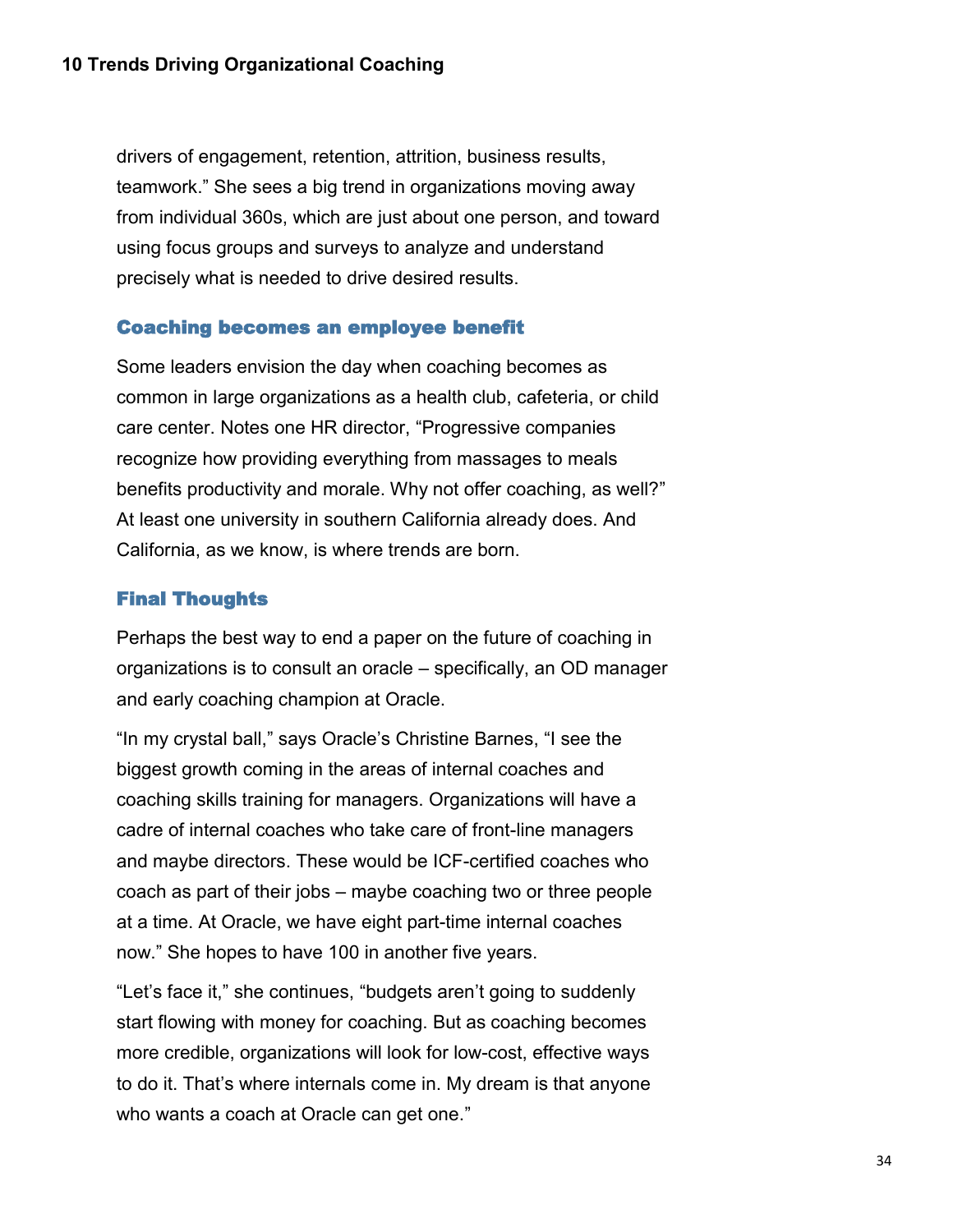drivers of engagement, retention, attrition, business results, teamwork." She sees a big trend in organizations moving away from individual 360s, which are just about one person, and toward using focus groups and surveys to analyze and understand precisely what is needed to drive desired results.

### Coaching becomes an employee benefit

Some leaders envision the day when coaching becomes as common in large organizations as a health club, cafeteria, or child care center. Notes one HR director, "Progressive companies recognize how providing everything from massages to meals benefits productivity and morale. Why not offer coaching, as well?" At least one university in southern California already does. And California, as we know, is where trends are born.

### Final Thoughts

Perhaps the best way to end a paper on the future of coaching in organizations is to consult an oracle – specifically, an OD manager and early coaching champion at Oracle.

"In my crystal ball," says Oracle's Christine Barnes, "I see the biggest growth coming in the areas of internal coaches and coaching skills training for managers. Organizations will have a cadre of internal coaches who take care of front-line managers and maybe directors. These would be ICF-certified coaches who coach as part of their jobs – maybe coaching two or three people at a time. At Oracle, we have eight part-time internal coaches now." She hopes to have 100 in another five years.

"Let's face it," she continues, "budgets aren't going to suddenly start flowing with money for coaching. But as coaching becomes more credible, organizations will look for low-cost, effective ways to do it. That's where internals come in. My dream is that anyone who wants a coach at Oracle can get one."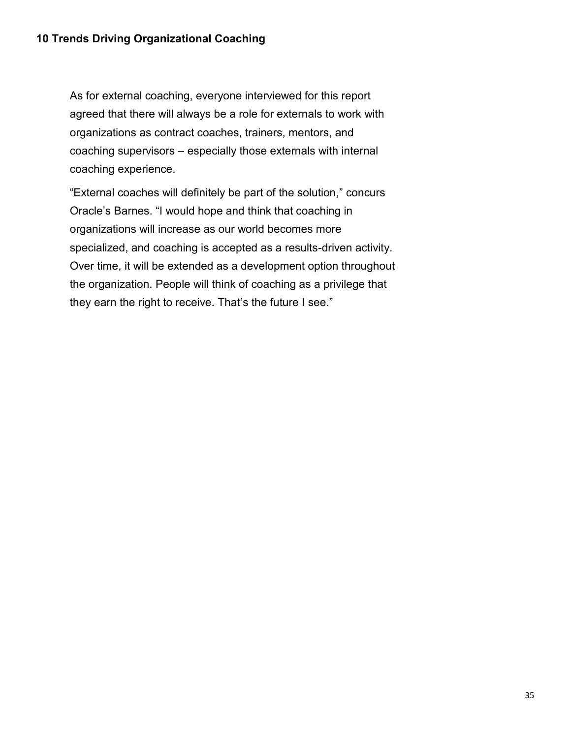As for external coaching, everyone interviewed for this report agreed that there will always be a role for externals to work with organizations as contract coaches, trainers, mentors, and coaching supervisors – especially those externals with internal coaching experience.

“External coaches will definitely be part of the solution,” concurs Oracle’s Barnes. “I would hope and think that coaching in organizations will increase as our world becomes more specialized, and coaching is accepted as a results-driven activity. Over time, it will be extended as a development option throughout the organization. People will think of coaching as a privilege that they earn the right to receive. That’s the future I see.”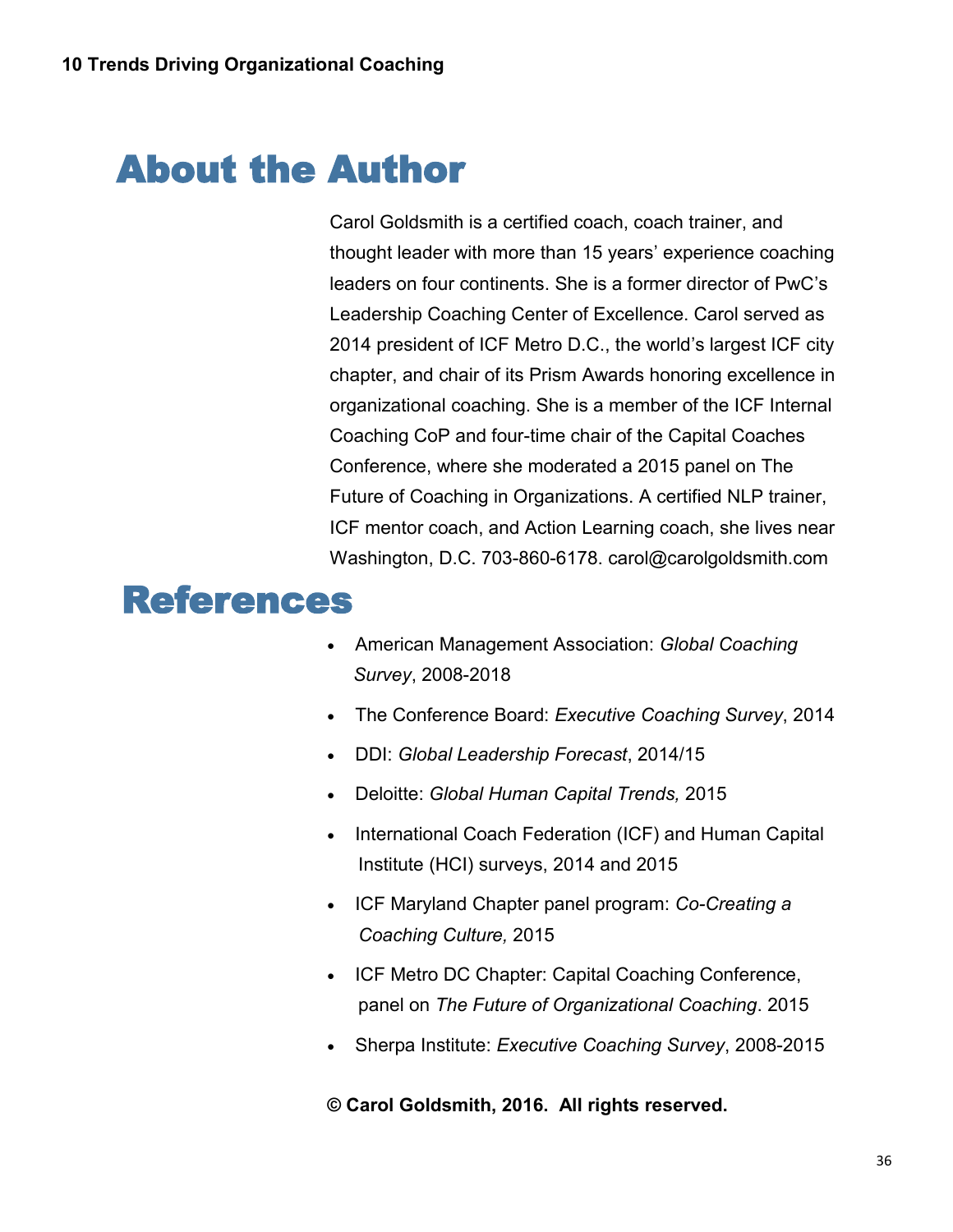# About the Author

Carol Goldsmith is a certified coach, coach trainer, and thought leader with more than 15 years' experience coaching leaders on four continents. She is a former director of PwC's Leadership Coaching Center of Excellence. Carol served as 2014 president of ICF Metro D.C., the world's largest ICF city chapter, and chair of its Prism Awards honoring excellence in organizational coaching. She is a member of the ICF Internal Coaching CoP and four-time chair of the Capital Coaches Conference, where she moderated a 2015 panel on The Future of Coaching in Organizations. A certified NLP trainer, ICF mentor coach, and Action Learning coach, she lives near Washington, D.C. 703-860-6178. carol@carolgoldsmith.com

# References

- American Management Association: *Global Coaching Survey*, 2008-2018
- The Conference Board: *Executive Coaching Survey*, 2014
- DDI: *Global Leadership Forecast*, 2014/15
- Deloitte: *Global Human Capital Trends,* 2015
- International Coach Federation (ICF) and Human Capital Institute (HCI) surveys, 2014 and 2015
- ICF Maryland Chapter panel program: *Co-Creating a Coaching Culture,* 2015
- ICF Metro DC Chapter: Capital Coaching Conference, panel on *The Future of Organizational Coaching*. 2015
- Sherpa Institute: *Executive Coaching Survey*, 2008-2015

**© Carol Goldsmith, 2016. All rights reserved.**